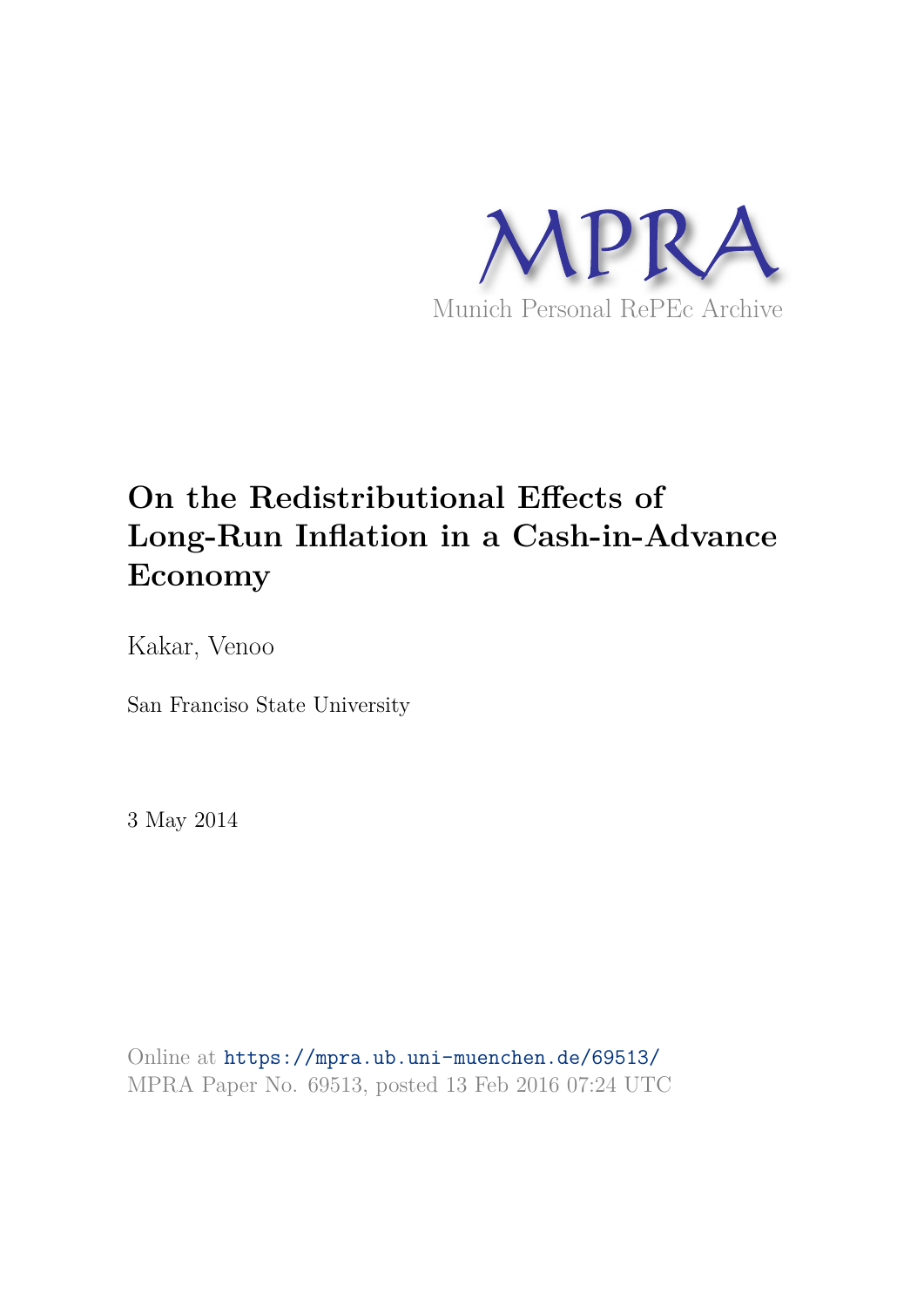MPRA

Munich Personal RePEc Archive

# On the Redistributional Effects of Long-Run Inflation in a Cash-in-Advance Economy

Kakar, Venoo

San Franciso State University

3 May 2014

Online at https://mpra.ub.uni-muenchen.de/69513/
MPRA Paper No. 69513, posted 13 Feb 2016 07:24 UTC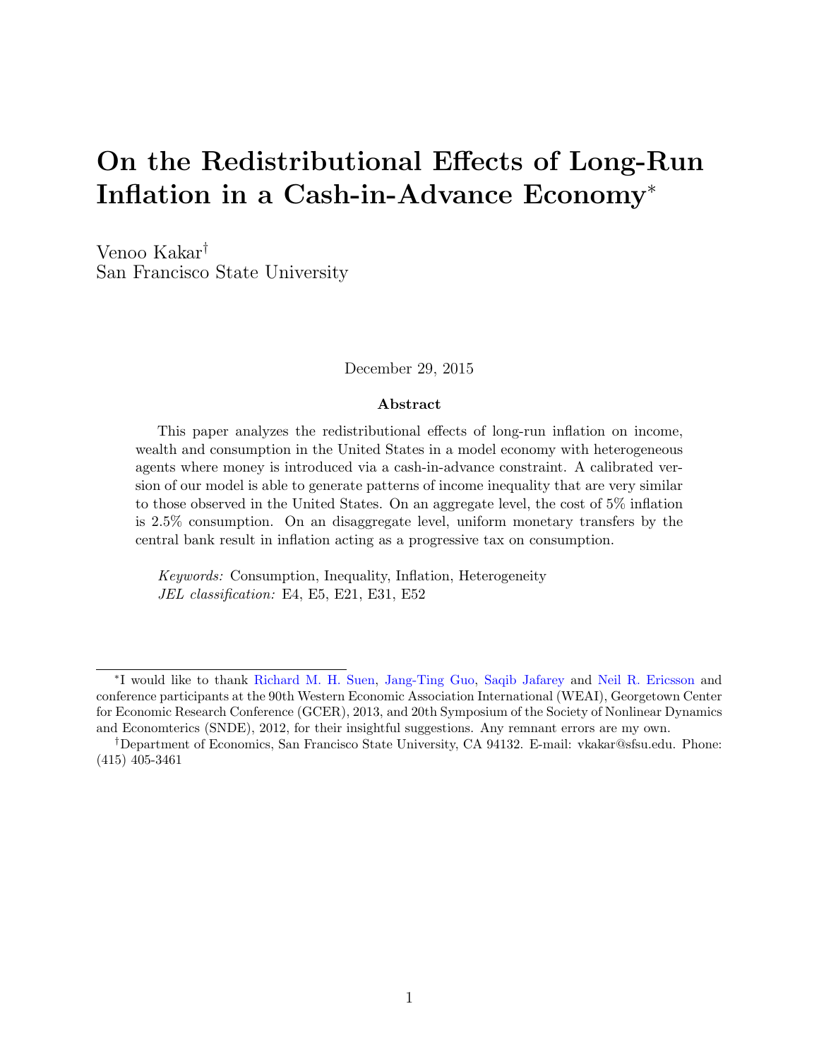# On the Redistributional Effects of Long-Run Inflation in a Cash-in-Advance Economy*

Venoo Kakar†
San Francisco State University

December 29, 2015

### Abstract

This paper analyzes the redistributional effects of long-run inflation on income, wealth and consumption in the United States in a model economy with heterogeneous agents where money is introduced via a cash-in-advance constraint. A calibrated version of our model is able to generate patterns of income inequality that are very similar to those observed in the United States. On an aggregate level, the cost of 5% inflation is 2.5% consumption. On an disaggregate level, uniform monetary transfers by the central bank result in inflation acting as a progressive tax on consumption.

*Keywords:* Consumption, Inequality, Inflation, Heterogeneity
*JEL classification:* E4, E5, E21, E31, E52

---

*I would like to thank Richard M. H. Suen, Jang-Ting Guo, Saqib Jafarey and Neil R. Ericsson and conference participants at the 90th Western Economic Association International (WEAI), Georgetown Center for Economic Research Conference (GCER), 2013, and 20th Symposium of the Society of Nonlinear Dynamics and Econometerics (SNDE), 2012, for their insightful suggestions. Any remnant errors are my own.

†Department of Economics, San Francisco State University, CA 94132. E-mail: vkakar@sfsu.edu. Phone: (415) 405-3461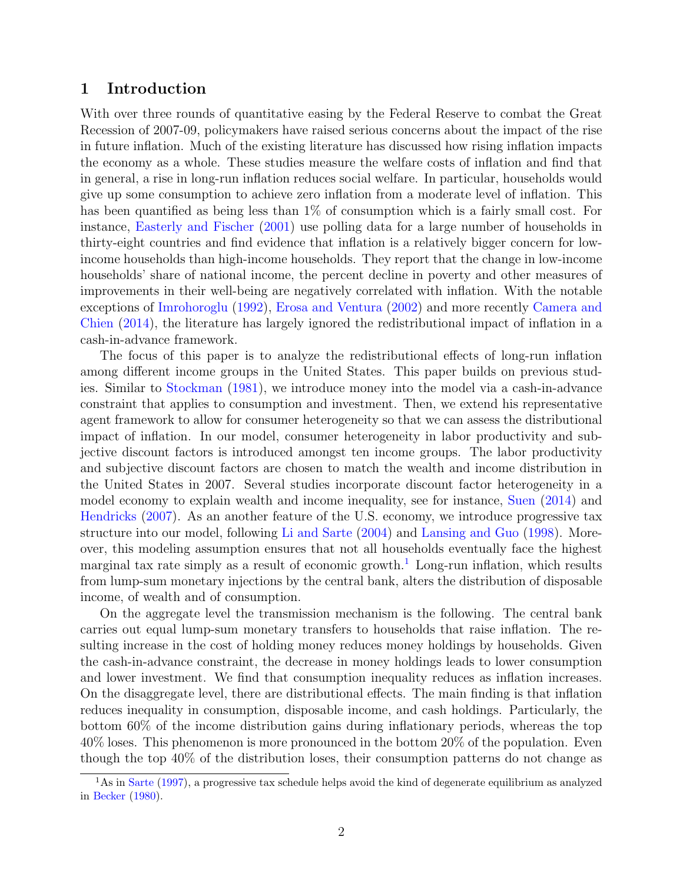# 1 Introduction

With over three rounds of quantitative easing by the Federal Reserve to combat the Great Recession of 2007-09, policymakers have raised serious concerns about the impact of the rise in future inflation. Much of the existing literature has discussed how rising inflation impacts the economy as a whole. These studies measure the welfare costs of inflation and find that in general, a rise in long-run inflation reduces social welfare. In particular, households would give up some consumption to achieve zero inflation from a moderate level of inflation. This has been quantified as being less than 1% of consumption which is a fairly small cost. For instance, Easterly and Fischer (2001) use polling data for a large number of households in thirty-eight countries and find evidence that inflation is a relatively bigger concern for low-income households than high-income households. They report that the change in low-income households' share of national income, the percent decline in poverty and other measures of improvements in their well-being are negatively correlated with inflation. With the notable exceptions of Imrohoroglu (1992), Erosa and Ventura (2002) and more recently Camera and Chien (2014), the literature has largely ignored the redistributional impact of inflation in a cash-in-advance framework.

The focus of this paper is to analyze the redistributional effects of long-run inflation among different income groups in the United States. This paper builds on previous studies. Similar to Stockman (1981), we introduce money into the model via a cash-in-advance constraint that applies to consumption and investment. Then, we extend his representative agent framework to allow for consumer heterogeneity so that we can assess the distributional impact of inflation. In our model, consumer heterogeneity in labor productivity and subjective discount factors is introduced amongst ten income groups. The labor productivity and subjective discount factors are chosen to match the wealth and income distribution in the United States in 2007. Several studies incorporate discount factor heterogeneity in a model economy to explain wealth and income inequality, see for instance, Suen (2014) and Hendricks (2007). As an another feature of the U.S. economy, we introduce progressive tax structure into our model, following Li and Sarte (2004) and Lansing and Guo (1998). Moreover, this modeling assumption ensures that not all households eventually face the highest marginal tax rate simply as a result of economic growth.[1] Long-run inflation, which results from lump-sum monetary injections by the central bank, alters the distribution of disposable income, of wealth and of consumption.

On the aggregate level the transmission mechanism is the following. The central bank carries out equal lump-sum monetary transfers to households that raise inflation. The resulting increase in the cost of holding money reduces money holdings by households. Given the cash-in-advance constraint, the decrease in money holdings leads to lower consumption and lower investment. We find that consumption inequality reduces as inflation increases. On the disaggregate level, there are distributional effects. The main finding is that inflation reduces inequality in consumption, disposable income, and cash holdings. Particularly, the bottom 60% of the income distribution gains during inflationary periods, whereas the top 40% loses. This phenomenon is more pronounced in the bottom 20% of the population. Even though the top 40% of the distribution loses, their consumption patterns do not change as

[1] As in Sarte (1997), a progressive tax schedule helps avoid the kind of degenerate equilibrium as analyzed in Becker (1980).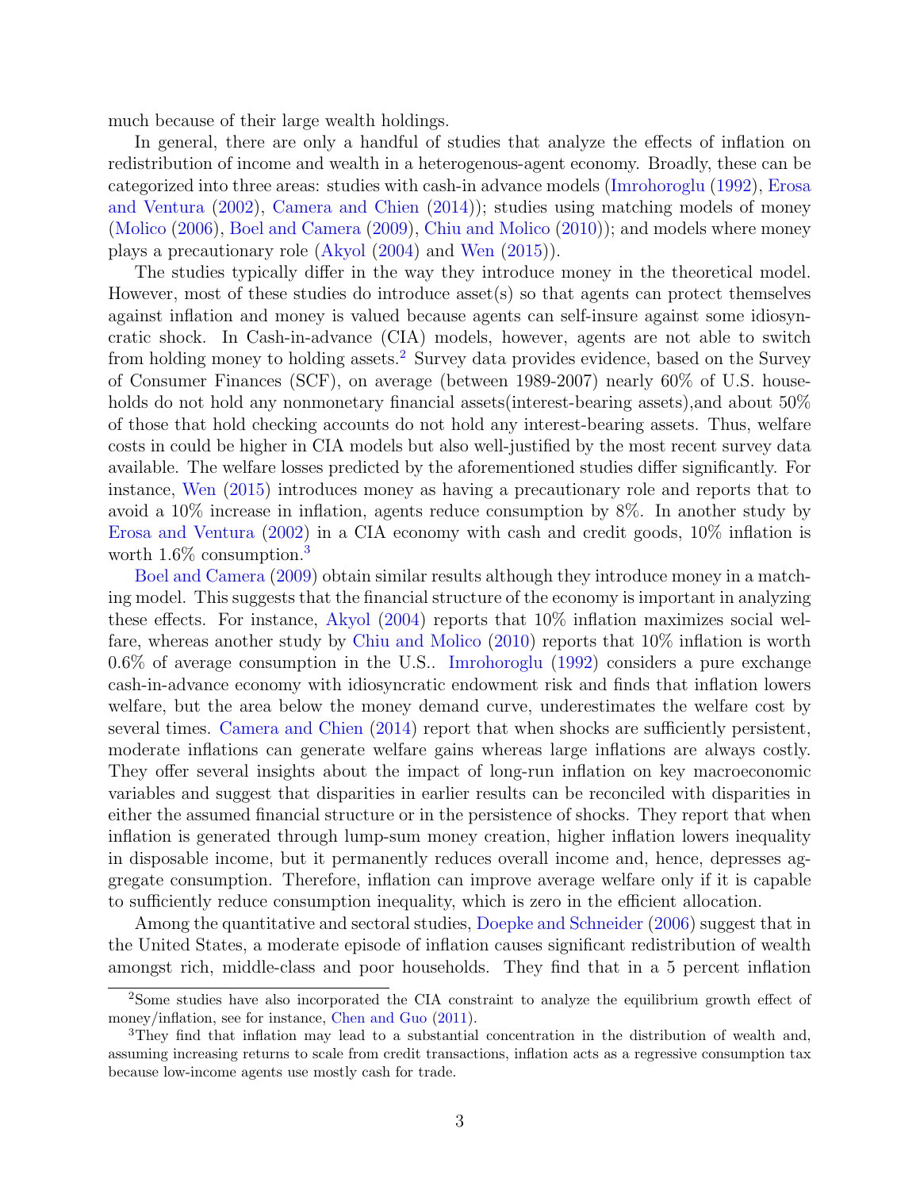much because of their large wealth holdings.

In general, there are only a handful of studies that analyze the effects of inflation on redistribution of income and wealth in a heterogenous-agent economy. Broadly, these can be categorized into three areas: studies with cash-in advance models (Imrohoroglu (1992), Erosa and Ventura (2002), Camera and Chien (2014)); studies using matching models of money (Molico (2006), Boel and Camera (2009), Chiu and Molico (2010)); and models where money plays a precautionary role (Akyol (2004) and Wen (2015)).

The studies typically differ in the way they introduce money in the theoretical model. However, most of these studies do introduce asset(s) so that agents can protect themselves against inflation and money is valued because agents can self-insure against some idiosyncratic shock. In Cash-in-advance (CIA) models, however, agents are not able to switch from holding money to holding assets.[2] Survey data provides evidence, based on the Survey of Consumer Finances (SCF), on average (between 1989-2007) nearly 60% of U.S. households do not hold any nonmonetary financial assets(interest-bearing assets),and about 50% of those that hold checking accounts do not hold any interest-bearing assets. Thus, welfare costs in could be higher in CIA models but also well-justified by the most recent survey data available. The welfare losses predicted by the aforementioned studies differ significantly. For instance, Wen (2015) introduces money as having a precautionary role and reports that to avoid a 10% increase in inflation, agents reduce consumption by 8%. In another study by Erosa and Ventura (2002) in a CIA economy with cash and credit goods, 10% inflation is worth 1.6% consumption.[3]

Boel and Camera (2009) obtain similar results although they introduce money in a matching model. This suggests that the financial structure of the economy is important in analyzing these effects. For instance, Akyol (2004) reports that 10% inflation maximizes social welfare, whereas another study by Chiu and Molico (2010) reports that 10% inflation is worth 0.6% of average consumption in the U.S.. Imrohoroglu (1992) considers a pure exchange cash-in-advance economy with idiosyncratic endowment risk and finds that inflation lowers welfare, but the area below the money demand curve, underestimates the welfare cost by several times. Camera and Chien (2014) report that when shocks are sufficiently persistent, moderate inflations can generate welfare gains whereas large inflations are always costly. They offer several insights about the impact of long-run inflation on key macroeconomic variables and suggest that disparities in earlier results can be reconciled with disparities in either the assumed financial structure or in the persistence of shocks. They report that when inflation is generated through lump-sum money creation, higher inflation lowers inequality in disposable income, but it permanently reduces overall income and, hence, depresses aggregate consumption. Therefore, inflation can improve average welfare only if it is capable to sufficiently reduce consumption inequality, which is zero in the efficient allocation.

Among the quantitative and sectoral studies, Doepke and Schneider (2006) suggest that in the United States, a moderate episode of inflation causes significant redistribution of wealth amongst rich, middle-class and poor households. They find that in a 5 percent inflation

[2] Some studies have also incorporated the CIA constraint to analyze the equilibrium growth effect of money/inflation, see for instance, Chen and Guo (2011).

[3] They find that inflation may lead to a substantial concentration in the distribution of wealth and, assuming increasing returns to scale from credit transactions, inflation acts as a regressive consumption tax because low-income agents use mostly cash for trade.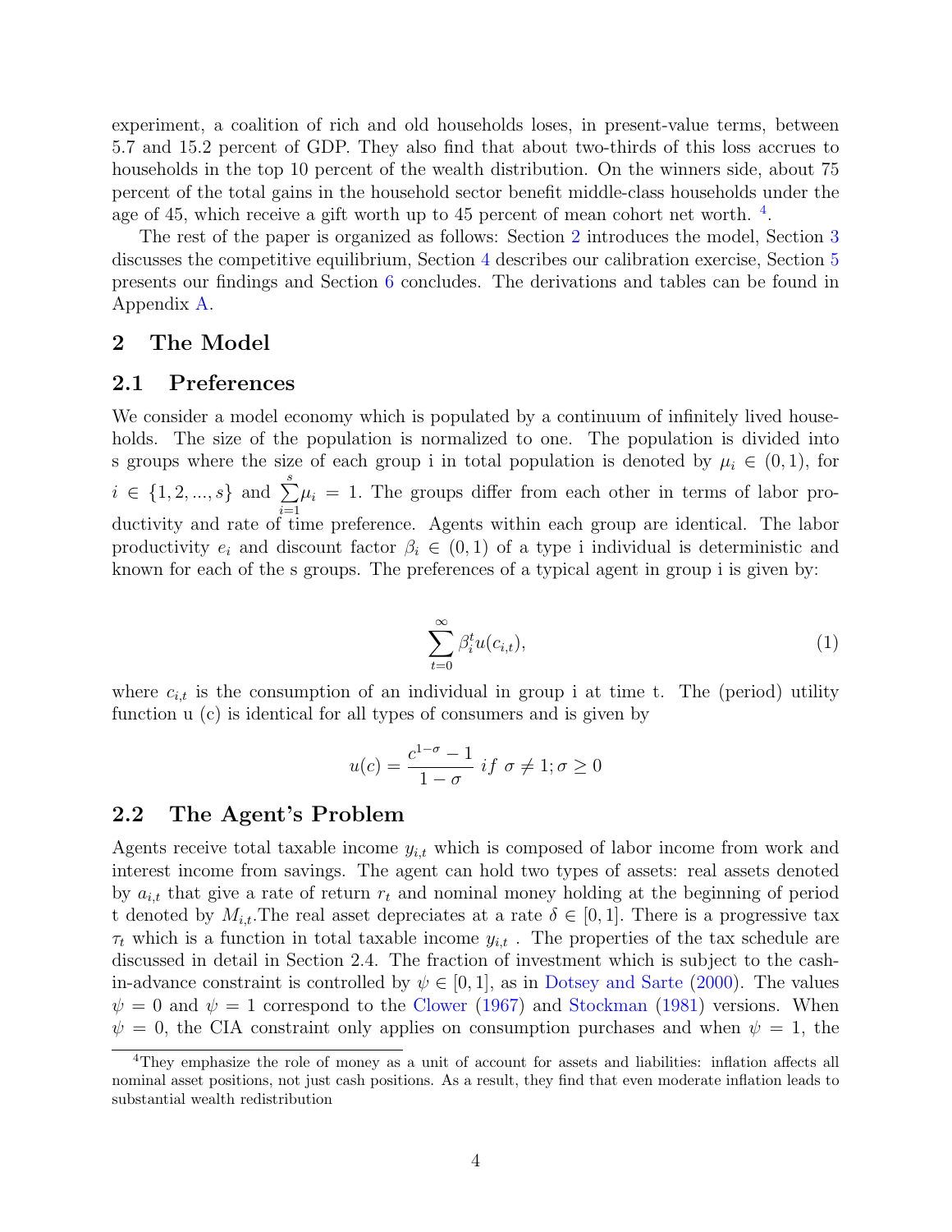experiment, a coalition of rich and old households loses, in present-value terms, between 5.7 and 15.2 percent of GDP. They also find that about two-thirds of this loss accrues to households in the top 10 percent of the wealth distribution. On the winners side, about 75 percent of the total gains in the household sector benefit middle-class households under the age of 45, which receive a gift worth up to 45 percent of mean cohort net worth. [4].

The rest of the paper is organized as follows: Section 2 introduces the model, Section 3 discusses the competitive equilibrium, Section 4 describes our calibration exercise, Section 5 presents our findings and Section 6 concludes. The derivations and tables can be found in Appendix A.

## 2 The Model

### 2.1 Preferences

We consider a model economy which is populated by a continuum of infinitely lived households. The size of the population is normalized to one. The population is divided into s groups where the size of each group i in total population is denoted by $\mu_i \in (0,1)$, for $i \in \{1,2,...,s\}$ and $\sum_{i=1}^{s}\mu_i = 1$. The groups differ from each other in terms of labor productivity and rate of time preference. Agents within each group are identical. The labor productivity $e_i$ and discount factor $\beta_i \in (0,1)$ of a type i individual is deterministic and known for each of the s groups. The preferences of a typical agent in group i is given by:

$$\sum_{t=0}^{\infty} \beta_i^t u(c_{i,t}), \tag{1}$$

where $c_{i,t}$ is the consumption of an individual in group i at time t. The (period) utility function u (c) is identical for all types of consumers and is given by

$$u(c) = \frac{c^{1-\sigma} - 1}{1-\sigma} \; if \; \sigma \neq 1; \sigma \geq 0$$

### 2.2 The Agent's Problem

Agents receive total taxable income $y_{i,t}$ which is composed of labor income from work and interest income from savings. The agent can hold two types of assets: real assets denoted by $a_{i,t}$ that give a rate of return $r_t$ and nominal money holding at the beginning of period t denoted by $M_{i,t}$.The real asset depreciates at a rate $\delta \in [0,1]$. There is a progressive tax $\tau_t$ which is a function in total taxable income $y_{i,t}$ . The properties of the tax schedule are discussed in detail in Section 2.4. The fraction of investment which is subject to the cash-in-advance constraint is controlled by $\psi \in [0,1]$, as in Dotsey and Sarte (2000). The values $\psi = 0$ and $\psi = 1$ correspond to the Clower (1967) and Stockman (1981) versions. When $\psi = 0$, the CIA constraint only applies on consumption purchases and when $\psi = 1$, the

[4] They emphasize the role of money as a unit of account for assets and liabilities: inflation affects all nominal asset positions, not just cash positions. As a result, they find that even moderate inflation leads to substantial wealth redistribution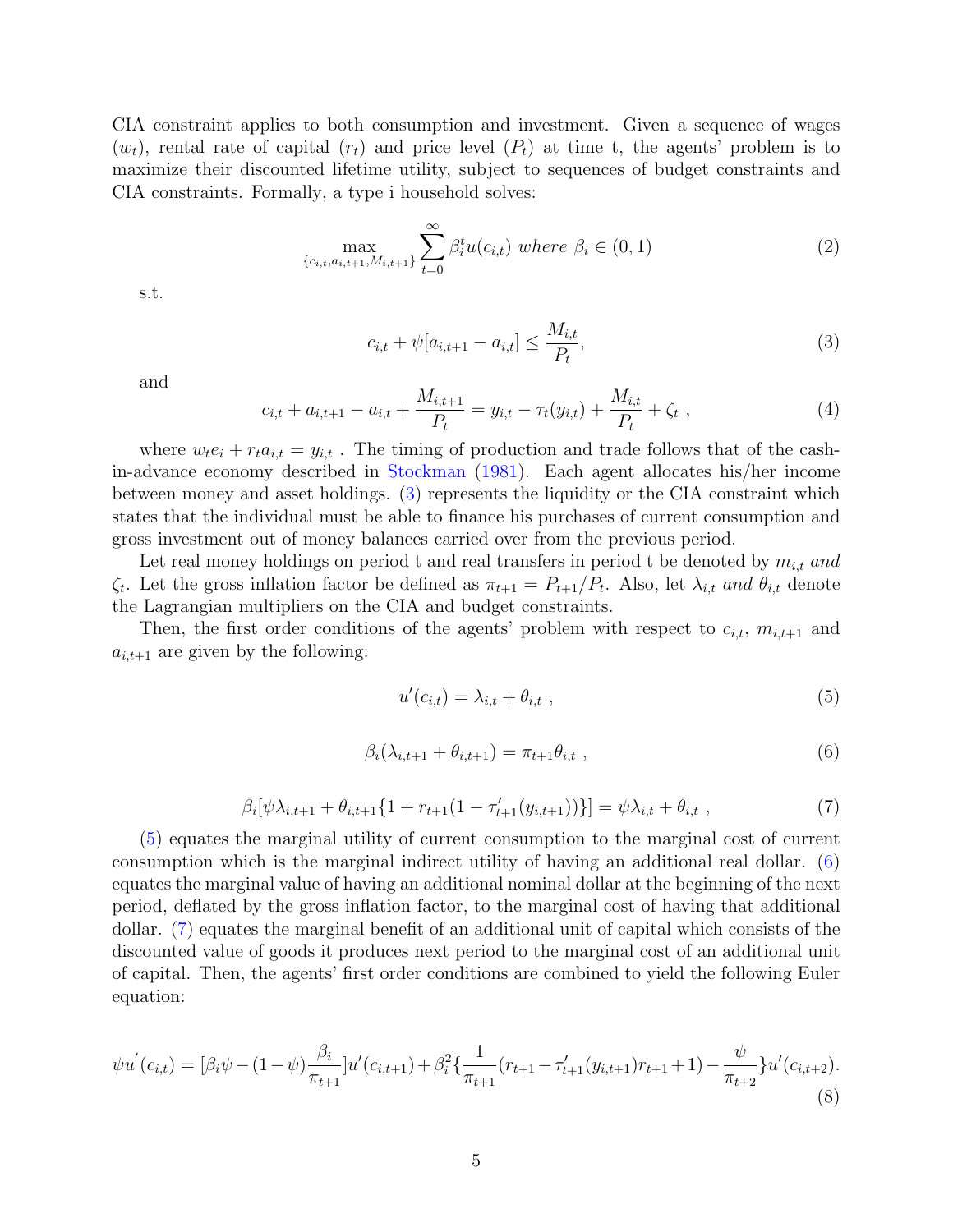CIA constraint applies to both consumption and investment. Given a sequence of wages ($w_t$), rental rate of capital ($r_t$) and price level ($P_t$) at time t, the agents' problem is to maximize their discounted lifetime utility, subject to sequences of budget constraints and CIA constraints. Formally, a type i household solves:

$$\max_{\{c_{i,t},a_{i,t+1},M_{i,t+1}\}} \sum_{t=0}^{\infty} \beta_i^t u(c_{i,t}) \text{ where } \beta_i \in (0,1) \tag{2}$$

s.t.

$$c_{i,t} + \psi[a_{i,t+1} - a_{i,t}] \leq \frac{M_{i,t}}{P_t}, \tag{3}$$

and

$$c_{i,t} + a_{i,t+1} - a_{i,t} + \frac{M_{i,t+1}}{P_t} = y_{i,t} - \tau_t(y_{i,t}) + \frac{M_{i,t}}{P_t} + \zeta_t \ , \tag{4}$$

where $w_t e_i + r_t a_{i,t} = y_{i,t}$ . The timing of production and trade follows that of the cash-in-advance economy described in Stockman (1981). Each agent allocates his/her income between money and asset holdings. (3) represents the liquidity or the CIA constraint which states that the individual must be able to finance his purchases of current consumption and gross investment out of money balances carried over from the previous period.

Let real money holdings on period t and real transfers in period t be denoted by $m_{i,t}$ *and* $\zeta_t$. Let the gross inflation factor be defined as $\pi_{t+1} = P_{t+1}/P_t$. Also, let $\lambda_{i,t}$ *and* $\theta_{i,t}$ denote the Lagrangian multipliers on the CIA and budget constraints.

Then, the first order conditions of the agents' problem with respect to $c_{i,t}$, $m_{i,t+1}$ and $a_{i,t+1}$ are given by the following:

$$u'(c_{i,t}) = \lambda_{i,t} + \theta_{i,t} \ , \tag{5}$$

$$\beta_i(\lambda_{i,t+1} + \theta_{i,t+1}) = \pi_{t+1}\theta_{i,t} \ , \tag{6}$$

$$\beta_i[\psi\lambda_{i,t+1} + \theta_{i,t+1}\{1 + r_{t+1}(1 - \tau'_{t+1}(y_{i,t+1}))\}] = \psi\lambda_{i,t} + \theta_{i,t} \ , \tag{7}$$

(5) equates the marginal utility of current consumption to the marginal cost of current consumption which is the marginal indirect utility of having an additional real dollar. (6) equates the marginal value of having an additional nominal dollar at the beginning of the next period, deflated by the gross inflation factor, to the marginal cost of having that additional dollar. (7) equates the marginal benefit of an additional unit of capital which consists of the discounted value of goods it produces next period to the marginal cost of an additional unit of capital. Then, the agents' first order conditions are combined to yield the following Euler equation:

$$\psi u'(c_{i,t}) = [\beta_i\psi - (1-\psi)\frac{\beta_i}{\pi_{t+1}}]u'(c_{i,t+1}) + \beta_i^2\{\frac{1}{\pi_{t+1}}(r_{t+1} - \tau'_{t+1}(y_{i,t+1})r_{t+1} + 1) - \frac{\psi}{\pi_{t+2}}\}u'(c_{i,t+2}). \tag{8}$$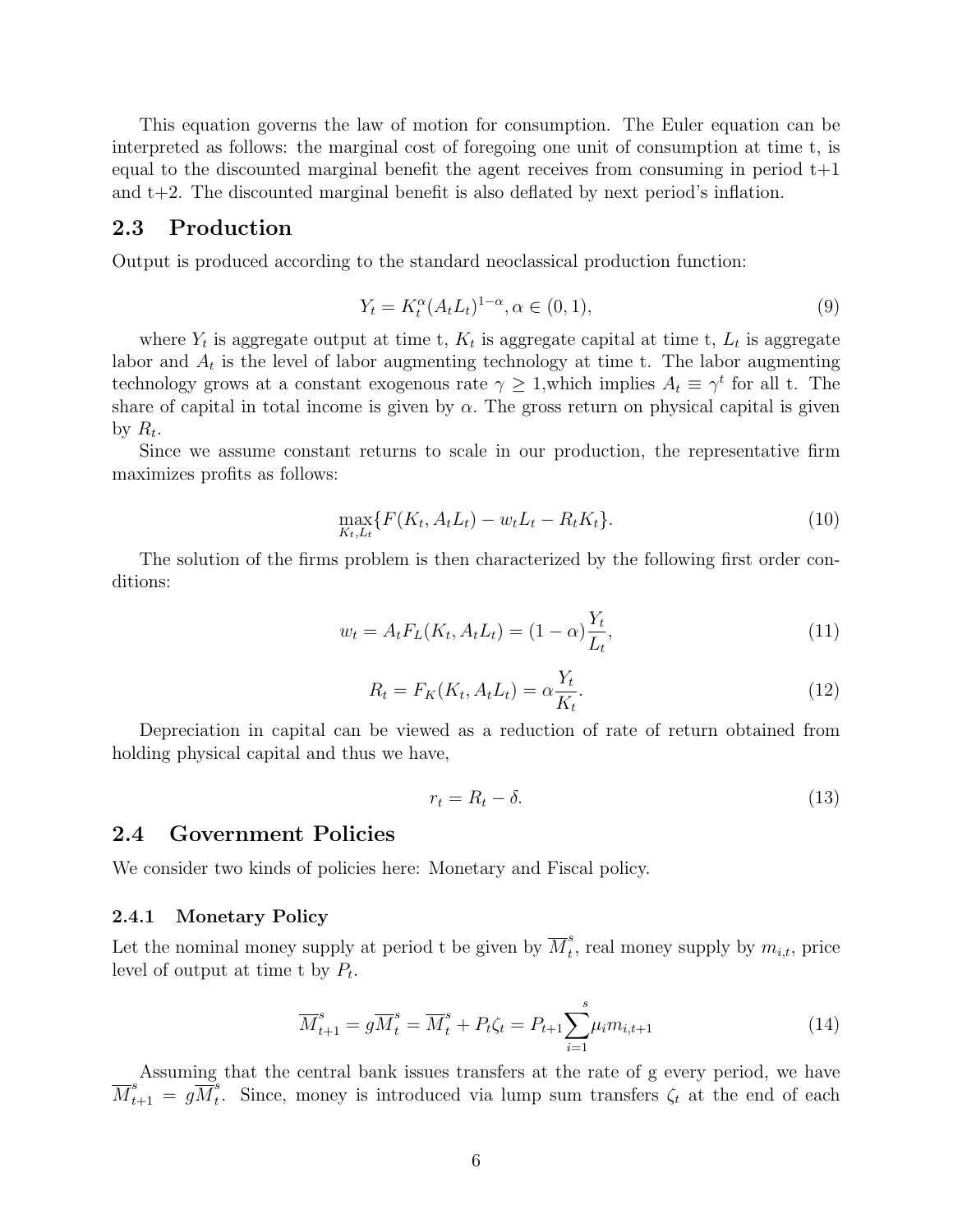This equation governs the law of motion for consumption. The Euler equation can be interpreted as follows: the marginal cost of foregoing one unit of consumption at time t, is equal to the discounted marginal benefit the agent receives from consuming in period t+1 and t+2. The discounted marginal benefit is also deflated by next period's inflation.

## 2.3 Production

Output is produced according to the standard neoclassical production function:

$$Y_t = K_t^{\alpha}(A_t L_t)^{1-\alpha}, \alpha \in (0,1), \tag{9}$$

where $Y_t$ is aggregate output at time t, $K_t$ is aggregate capital at time t, $L_t$ is aggregate labor and $A_t$ is the level of labor augmenting technology at time t. The labor augmenting technology grows at a constant exogenous rate $\gamma \geq 1$,which implies $A_t \equiv \gamma^t$ for all t. The share of capital in total income is given by $\alpha$. The gross return on physical capital is given by $R_t$.

Since we assume constant returns to scale in our production, the representative firm maximizes profits as follows:

$$\max_{K_t, L_t}\{F(K_t, A_t L_t) - w_t L_t - R_t K_t\}. \tag{10}$$

The solution of the firms problem is then characterized by the following first order conditions:

$$w_t = A_t F_L(K_t, A_t L_t) = (1-\alpha)\frac{Y_t}{L_t}, \tag{11}$$

$$R_t = F_K(K_t, A_t L_t) = \alpha \frac{Y_t}{K_t}. \tag{12}$$

Depreciation in capital can be viewed as a reduction of rate of return obtained from holding physical capital and thus we have,

$$r_t = R_t - \delta. \tag{13}$$

## 2.4 Government Policies

We consider two kinds of policies here: Monetary and Fiscal policy.

### 2.4.1 Monetary Policy

Let the nominal money supply at period t be given by $\overline{M}_t^s$, real money supply by $m_{i,t}$, price level of output at time t by $P_t$.

$$\overline{M}_{t+1}^s = g\overline{M}_t^s = \overline{M}_t^s + P_t \zeta_t = P_{t+1}\sum_{i=1}^{s} \mu_i m_{i,t+1} \tag{14}$$

Assuming that the central bank issues transfers at the rate of g every period, we have $\overline{M}_{t+1}^s = g\overline{M}_t^s$. Since, money is introduced via lump sum transfers $\zeta_t$ at the end of each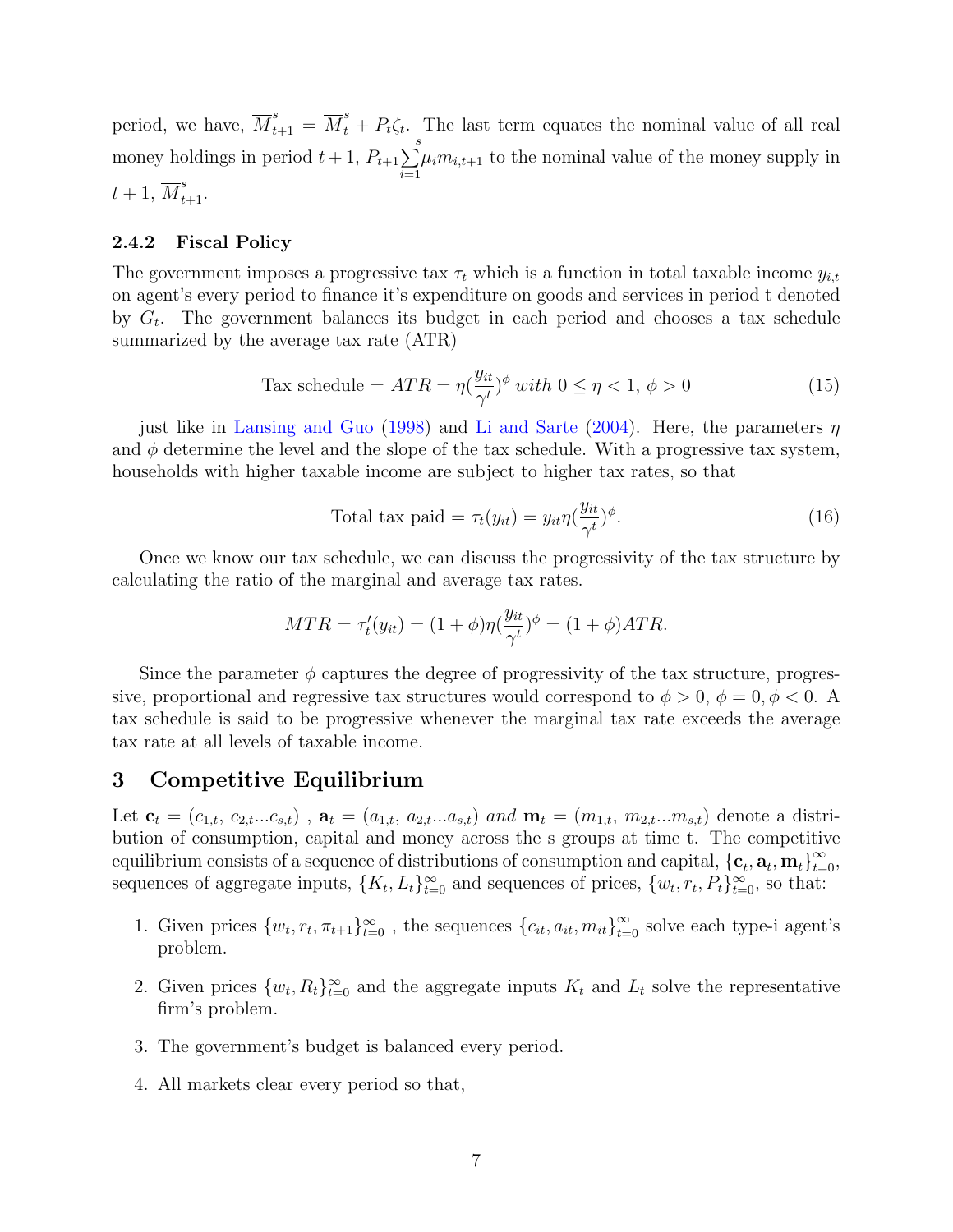period, we have, $\overline{M}^s_{t+1} = \overline{M}^s_t + P_t\zeta_t$. The last term equates the nominal value of all real money holdings in period $t+1$, $P_{t+1}\sum_{i=1}^{s}\mu_i m_{i,t+1}$ to the nominal value of the money supply in $t+1$, $\overline{M}^s_{t+1}$.

### 2.4.2 Fiscal Policy

The government imposes a progressive tax $\tau_t$ which is a function in total taxable income $y_{i,t}$ on agent's every period to finance it's expenditure on goods and services in period t denoted by $G_t$. The government balances its budget in each period and chooses a tax schedule summarized by the average tax rate (ATR)

$$\text{Tax schedule} = ATR = \eta(\frac{y_{it}}{\gamma^t})^{\phi} \text{ with } 0 \leq \eta < 1,\ \phi > 0 \tag{15}$$

just like in Lansing and Guo (1998) and Li and Sarte (2004). Here, the parameters $\eta$ and $\phi$ determine the level and the slope of the tax schedule. With a progressive tax system, households with higher taxable income are subject to higher tax rates, so that

$$\text{Total tax paid} = \tau_t(y_{it}) = y_{it}\eta(\frac{y_{it}}{\gamma^t})^{\phi}. \tag{16}$$

Once we know our tax schedule, we can discuss the progressivity of the tax structure by calculating the ratio of the marginal and average tax rates.

$$MTR = \tau_t'(y_{it}) = (1+\phi)\eta(\frac{y_{it}}{\gamma^t})^{\phi} = (1+\phi)ATR.$$

Since the parameter $\phi$ captures the degree of progressivity of the tax structure, progressive, proportional and regressive tax structures would correspond to $\phi > 0$, $\phi = 0$, $\phi < 0$. A tax schedule is said to be progressive whenever the marginal tax rate exceeds the average tax rate at all levels of taxable income.

# 3 Competitive Equilibrium

Let $\mathbf{c}_t = (c_{1,t},\ c_{2,t} ... c_{s,t})$ , $\mathbf{a}_t = (a_{1,t},\ a_{2,t} ... a_{s,t})$ *and* $\mathbf{m}_t = (m_{1,t},\ m_{2,t} ... m_{s,t})$ denote a distribution of consumption, capital and money across the s groups at time t. The competitive equilibrium consists of a sequence of distributions of consumption and capital, $\{\mathbf{c}_t, \mathbf{a}_t, \mathbf{m}_t\}_{t=0}^{\infty}$, sequences of aggregate inputs, $\{K_t, L_t\}_{t=0}^{\infty}$ and sequences of prices, $\{w_t, r_t, P_t\}_{t=0}^{\infty}$, so that:

1. Given prices $\{w_t, r_t, \pi_{t+1}\}_{t=0}^{\infty}$ , the sequences $\{c_{it}, a_{it}, m_{it}\}_{t=0}^{\infty}$ solve each type-i agent's problem.
2. Given prices $\{w_t, R_t\}_{t=0}^{\infty}$ and the aggregate inputs $K_t$ and $L_t$ solve the representative firm's problem.
3. The government's budget is balanced every period.
4. All markets clear every period so that,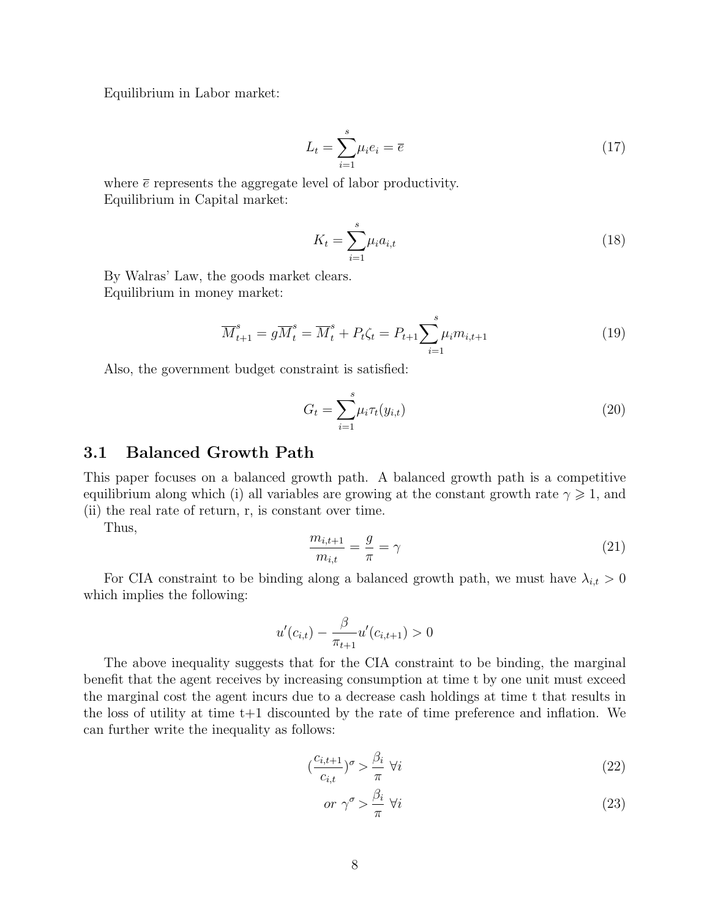Equilibrium in Labor market:

$$L_t = \sum_{i=1}^{s} \mu_i e_i = \overline{e} \tag{17}$$

where $\overline{e}$ represents the aggregate level of labor productivity.
Equilibrium in Capital market:

$$K_t = \sum_{i=1}^{s} \mu_i a_{i,t} \tag{18}$$

By Walras' Law, the goods market clears.
Equilibrium in money market:

$$\overline{M}^s_{t+1} = g\overline{M}^s_t = \overline{M}^s_t + P_t \zeta_t = P_{t+1} \sum_{i=1}^{s} \mu_i m_{i,t+1} \tag{19}$$

Also, the government budget constraint is satisfied:

$$G_t = \sum_{i=1}^{s} \mu_i \tau_t(y_{i,t}) \tag{20}$$

## 3.1 Balanced Growth Path

This paper focuses on a balanced growth path. A balanced growth path is a competitive equilibrium along which (i) all variables are growing at the constant growth rate $\gamma \geqslant 1$, and (ii) the real rate of return, r, is constant over time.

Thus,

$$\frac{m_{i,t+1}}{m_{i,t}} = \frac{g}{\pi} = \gamma \tag{21}$$

For CIA constraint to be binding along a balanced growth path, we must have $\lambda_{i,t} > 0$ which implies the following:

$$u'(c_{i,t}) - \frac{\beta}{\pi_{t+1}} u'(c_{i,t+1}) > 0$$

The above inequality suggests that for the CIA constraint to be binding, the marginal benefit that the agent receives by increasing consumption at time t by one unit must exceed the marginal cost the agent incurs due to a decrease cash holdings at time t that results in the loss of utility at time t+1 discounted by the rate of time preference and inflation. We can further write the inequality as follows:

$$(\frac{c_{i,t+1}}{c_{i,t}})^{\sigma} > \frac{\beta_i}{\pi} \ \forall i \tag{22}$$

$$or \ \gamma^{\sigma} > \frac{\beta_i}{\pi} \ \forall i \tag{23}$$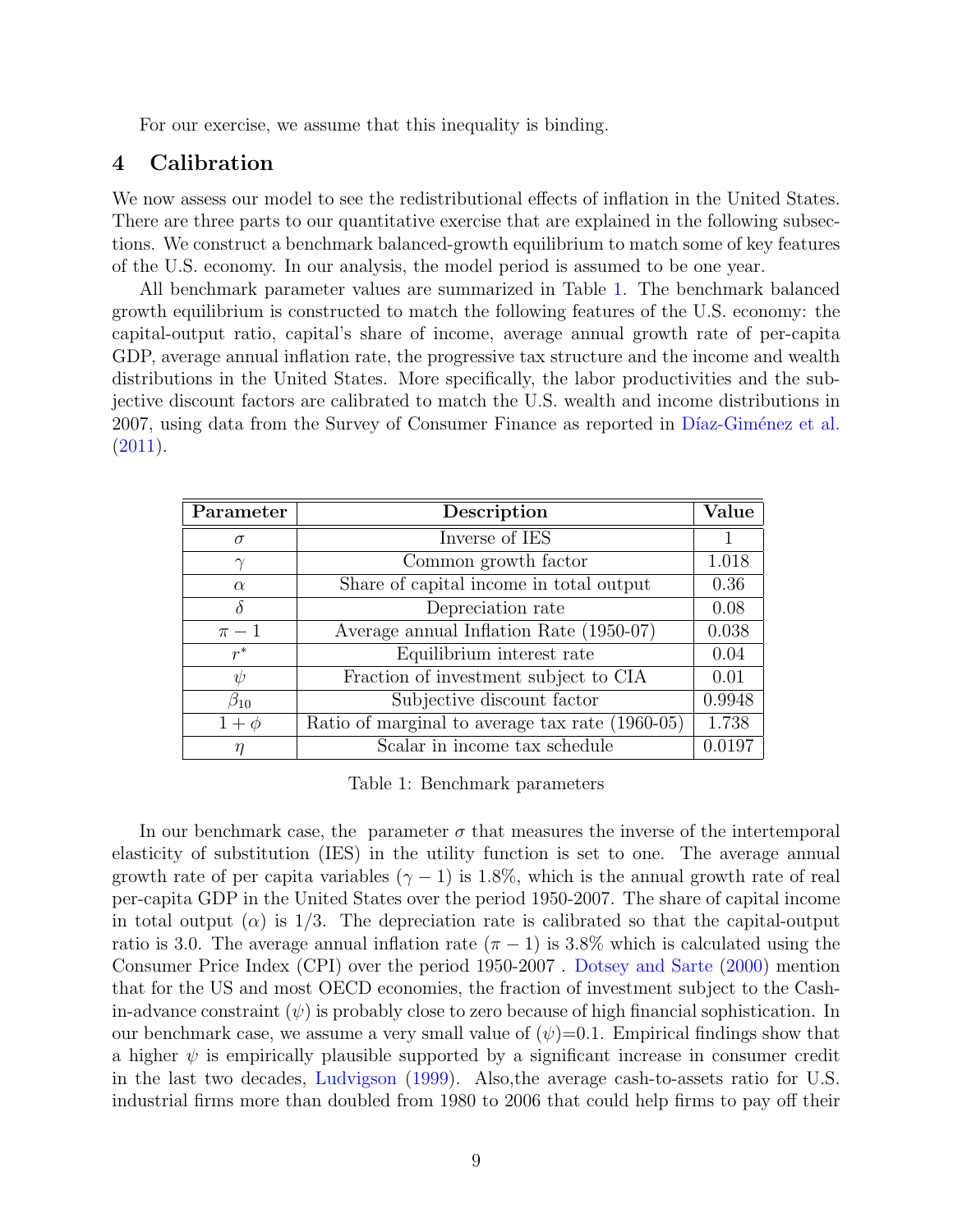For our exercise, we assume that this inequality is binding.

## 4 Calibration

We now assess our model to see the redistributional effects of inflation in the United States. There are three parts to our quantitative exercise that are explained in the following subsections. We construct a benchmark balanced-growth equilibrium to match some of key features of the U.S. economy. In our analysis, the model period is assumed to be one year.

All benchmark parameter values are summarized in Table 1. The benchmark balanced growth equilibrium is constructed to match the following features of the U.S. economy: the capital-output ratio, capital's share of income, average annual growth rate of per-capita GDP, average annual inflation rate, the progressive tax structure and the income and wealth distributions in the United States. More specifically, the labor productivities and the subjective discount factors are calibrated to match the U.S. wealth and income distributions in 2007, using data from the Survey of Consumer Finance as reported in Díaz-Giménez et al. (2011).

| Parameter | Description | Value |
|---|---|---|
| $\sigma$ | Inverse of IES | 1 |
| $\gamma$ | Common growth factor | 1.018 |
| $\alpha$ | Share of capital income in total output | 0.36 |
| $\delta$ | Depreciation rate | 0.08 |
| $\pi - 1$ | Average annual Inflation Rate (1950-07) | 0.038 |
| $r^*$ | Equilibrium interest rate | 0.04 |
| $\psi$ | Fraction of investment subject to CIA | 0.01 |
| $\beta_{10}$ | Subjective discount factor | 0.9948 |
| $1 + \phi$ | Ratio of marginal to average tax rate (1960-05) | 1.738 |
| $\eta$ | Scalar in income tax schedule | 0.0197 |

Table 1: Benchmark parameters

In our benchmark case, the parameter $\sigma$ that measures the inverse of the intertemporal elasticity of substitution (IES) in the utility function is set to one. The average annual growth rate of per capita variables ($\gamma - 1$) is 1.8%, which is the annual growth rate of real per-capita GDP in the United States over the period 1950-2007. The share of capital income in total output ($\alpha$) is 1/3. The depreciation rate is calibrated so that the capital-output ratio is 3.0. The average annual inflation rate ($\pi - 1$) is 3.8% which is calculated using the Consumer Price Index (CPI) over the period 1950-2007 . Dotsey and Sarte (2000) mention that for the US and most OECD economies, the fraction of investment subject to the Cash-in-advance constraint ($\psi$) is probably close to zero because of high financial sophistication. In our benchmark case, we assume a very small value of ($\psi$)=0.1. Empirical findings show that a higher $\psi$ is empirically plausible supported by a significant increase in consumer credit in the last two decades, Ludvigson (1999). Also,the average cash-to-assets ratio for U.S. industrial firms more than doubled from 1980 to 2006 that could help firms to pay off their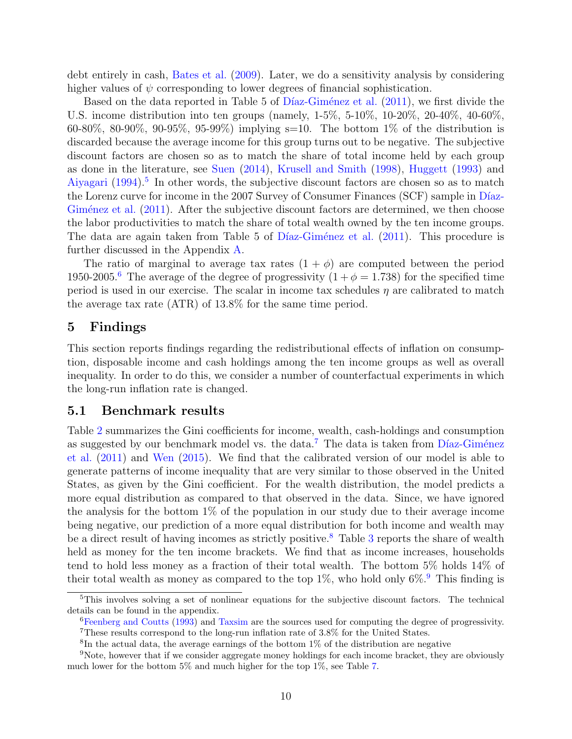debt entirely in cash, Bates et al. (2009). Later, we do a sensitivity analysis by considering higher values of $\psi$ corresponding to lower degrees of financial sophistication.

Based on the data reported in Table 5 of Díaz-Giménez et al. (2011), we first divide the U.S. income distribution into ten groups (namely, 1-5%, 5-10%, 10-20%, 20-40%, 40-60%, 60-80%, 80-90%, 90-95%, 95-99%) implying s=10. The bottom 1% of the distribution is discarded because the average income for this group turns out to be negative. The subjective discount factors are chosen so as to match the share of total income held by each group as done in the literature, see Suen (2014), Krusell and Smith (1998), Huggett (1993) and Aiyagari (1994).[5] In other words, the subjective discount factors are chosen so as to match the Lorenz curve for income in the 2007 Survey of Consumer Finances (SCF) sample in Díaz-Giménez et al. (2011). After the subjective discount factors are determined, we then choose the labor productivities to match the share of total wealth owned by the ten income groups. The data are again taken from Table 5 of Díaz-Giménez et al. (2011). This procedure is further discussed in the Appendix A.

The ratio of marginal to average tax rates $(1 + \phi)$ are computed between the period 1950-2005.[6] The average of the degree of progressivity $(1 + \phi = 1.738)$ for the specified time period is used in our exercise. The scalar in income tax schedules $\eta$ are calibrated to match the average tax rate (ATR) of 13.8% for the same time period.

# 5 Findings

This section reports findings regarding the redistributional effects of inflation on consumption, disposable income and cash holdings among the ten income groups as well as overall inequality. In order to do this, we consider a number of counterfactual experiments in which the long-run inflation rate is changed.

## 5.1 Benchmark results

Table 2 summarizes the Gini coefficients for income, wealth, cash-holdings and consumption as suggested by our benchmark model vs. the data.[7] The data is taken from Díaz-Giménez et al. (2011) and Wen (2015). We find that the calibrated version of our model is able to generate patterns of income inequality that are very similar to those observed in the United States, as given by the Gini coefficient. For the wealth distribution, the model predicts a more equal distribution as compared to that observed in the data. Since, we have ignored the analysis for the bottom 1% of the population in our study due to their average income being negative, our prediction of a more equal distribution for both income and wealth may be a direct result of having incomes as strictly positive.[8] Table 3 reports the share of wealth held as money for the ten income brackets. We find that as income increases, households tend to hold less money as a fraction of their total wealth. The bottom 5% holds 14% of their total wealth as money as compared to the top 1%, who hold only 6%.[9] This finding is

[5] This involves solving a set of nonlinear equations for the subjective discount factors. The technical details can be found in the appendix.

[6] Feenberg and Coutts (1993) and Taxsim are the sources used for computing the degree of progressivity.

[7] These results correspond to the long-run inflation rate of 3.8% for the United States.

[8] In the actual data, the average earnings of the bottom 1% of the distribution are negative

[9] Note, however that if we consider aggregate money holdings for each income bracket, they are obviously much lower for the bottom 5% and much higher for the top 1%, see Table 7.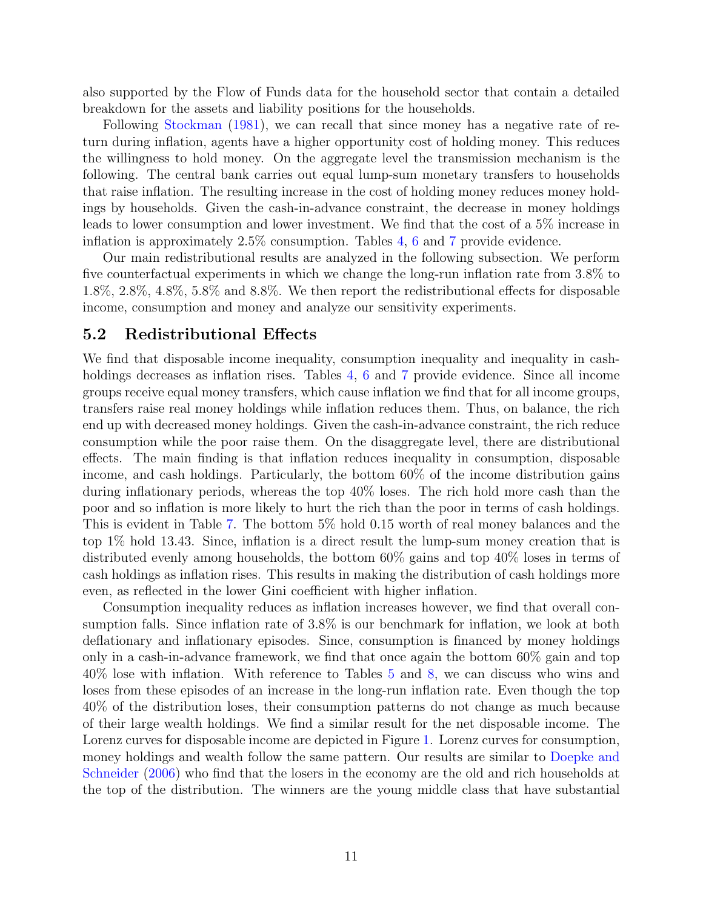also supported by the Flow of Funds data for the household sector that contain a detailed breakdown for the assets and liability positions for the households.

Following Stockman (1981), we can recall that since money has a negative rate of return during inflation, agents have a higher opportunity cost of holding money. This reduces the willingness to hold money. On the aggregate level the transmission mechanism is the following. The central bank carries out equal lump-sum monetary transfers to households that raise inflation. The resulting increase in the cost of holding money reduces money holdings by households. Given the cash-in-advance constraint, the decrease in money holdings leads to lower consumption and lower investment. We find that the cost of a 5% increase in inflation is approximately 2.5% consumption. Tables 4, 6 and 7 provide evidence.

Our main redistributional results are analyzed in the following subsection. We perform five counterfactual experiments in which we change the long-run inflation rate from 3.8% to 1.8%, 2.8%, 4.8%, 5.8% and 8.8%. We then report the redistributional effects for disposable income, consumption and money and analyze our sensitivity experiments.

## 5.2 Redistributional Effects

We find that disposable income inequality, consumption inequality and inequality in cash-holdings decreases as inflation rises. Tables 4, 6 and 7 provide evidence. Since all income groups receive equal money transfers, which cause inflation we find that for all income groups, transfers raise real money holdings while inflation reduces them. Thus, on balance, the rich end up with decreased money holdings. Given the cash-in-advance constraint, the rich reduce consumption while the poor raise them. On the disaggregate level, there are distributional effects. The main finding is that inflation reduces inequality in consumption, disposable income, and cash holdings. Particularly, the bottom 60% of the income distribution gains during inflationary periods, whereas the top 40% loses. The rich hold more cash than the poor and so inflation is more likely to hurt the rich than the poor in terms of cash holdings. This is evident in Table 7. The bottom 5% hold 0.15 worth of real money balances and the top 1% hold 13.43. Since, inflation is a direct result the lump-sum money creation that is distributed evenly among households, the bottom 60% gains and top 40% loses in terms of cash holdings as inflation rises. This results in making the distribution of cash holdings more even, as reflected in the lower Gini coefficient with higher inflation.

Consumption inequality reduces as inflation increases however, we find that overall consumption falls. Since inflation rate of 3.8% is our benchmark for inflation, we look at both deflationary and inflationary episodes. Since, consumption is financed by money holdings only in a cash-in-advance framework, we find that once again the bottom 60% gain and top 40% lose with inflation. With reference to Tables 5 and 8, we can discuss who wins and loses from these episodes of an increase in the long-run inflation rate. Even though the top 40% of the distribution loses, their consumption patterns do not change as much because of their large wealth holdings. We find a similar result for the net disposable income. The Lorenz curves for disposable income are depicted in Figure 1. Lorenz curves for consumption, money holdings and wealth follow the same pattern. Our results are similar to Doepke and Schneider (2006) who find that the losers in the economy are the old and rich households at the top of the distribution. The winners are the young middle class that have substantial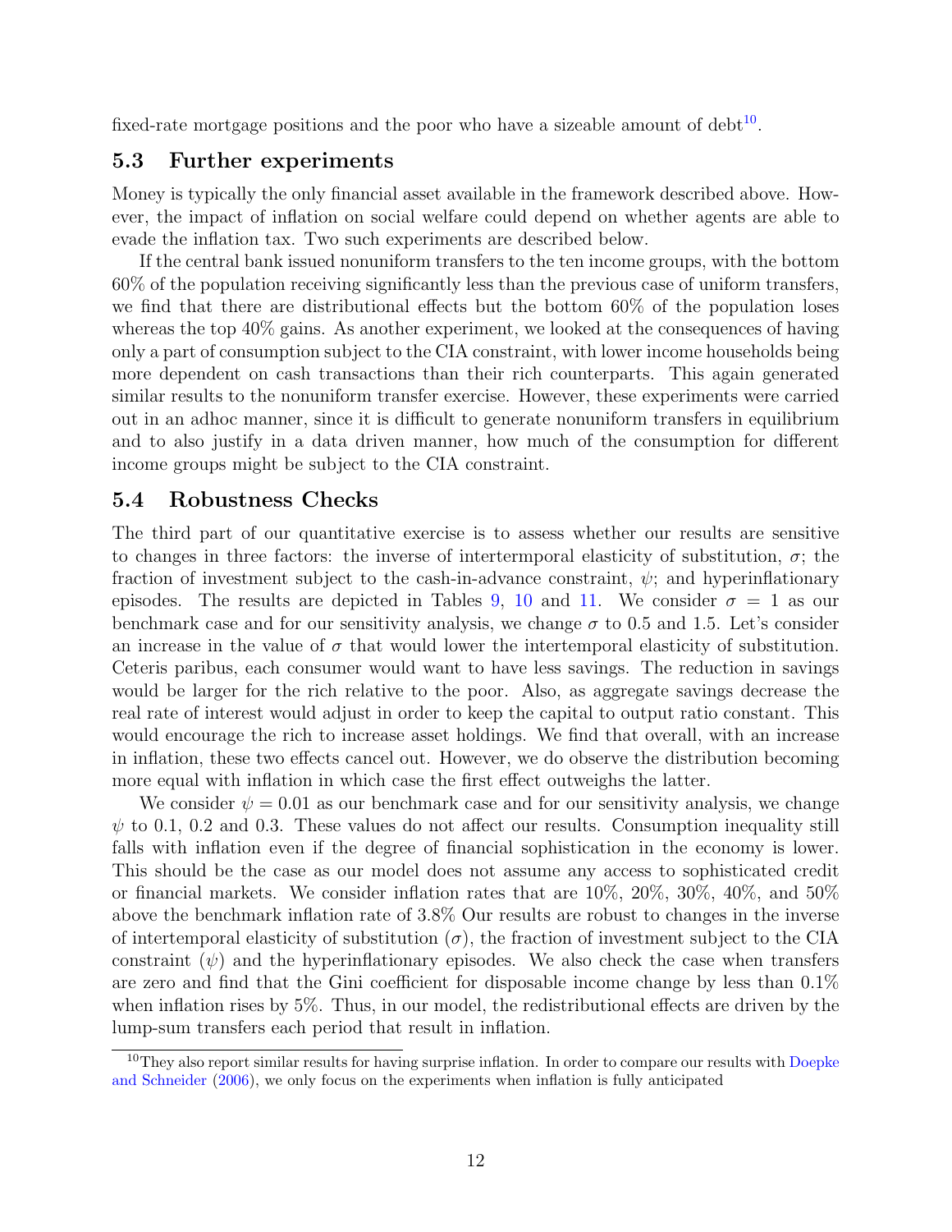fixed-rate mortgage positions and the poor who have a sizeable amount of debt[10].

## 5.3 Further experiments

Money is typically the only financial asset available in the framework described above. However, the impact of inflation on social welfare could depend on whether agents are able to evade the inflation tax. Two such experiments are described below.

If the central bank issued nonuniform transfers to the ten income groups, with the bottom 60% of the population receiving significantly less than the previous case of uniform transfers, we find that there are distributional effects but the bottom 60% of the population loses whereas the top 40% gains. As another experiment, we looked at the consequences of having only a part of consumption subject to the CIA constraint, with lower income households being more dependent on cash transactions than their rich counterparts. This again generated similar results to the nonuniform transfer exercise. However, these experiments were carried out in an adhoc manner, since it is difficult to generate nonuniform transfers in equilibrium and to also justify in a data driven manner, how much of the consumption for different income groups might be subject to the CIA constraint.

## 5.4 Robustness Checks

The third part of our quantitative exercise is to assess whether our results are sensitive to changes in three factors: the inverse of intertermporal elasticity of substitution, $\sigma$; the fraction of investment subject to the cash-in-advance constraint, $\psi$; and hyperinflationary episodes. The results are depicted in Tables 9, 10 and 11. We consider $\sigma = 1$ as our benchmark case and for our sensitivity analysis, we change $\sigma$ to 0.5 and 1.5. Let's consider an increase in the value of $\sigma$ that would lower the intertemporal elasticity of substitution. Ceteris paribus, each consumer would want to have less savings. The reduction in savings would be larger for the rich relative to the poor. Also, as aggregate savings decrease the real rate of interest would adjust in order to keep the capital to output ratio constant. This would encourage the rich to increase asset holdings. We find that overall, with an increase in inflation, these two effects cancel out. However, we do observe the distribution becoming more equal with inflation in which case the first effect outweighs the latter.

We consider $\psi = 0.01$ as our benchmark case and for our sensitivity analysis, we change $\psi$ to 0.1, 0.2 and 0.3. These values do not affect our results. Consumption inequality still falls with inflation even if the degree of financial sophistication in the economy is lower. This should be the case as our model does not assume any access to sophisticated credit or financial markets. We consider inflation rates that are 10%, 20%, 30%, 40%, and 50% above the benchmark inflation rate of 3.8% Our results are robust to changes in the inverse of intertemporal elasticity of substitution ($\sigma$), the fraction of investment subject to the CIA constraint ($\psi$) and the hyperinflationary episodes. We also check the case when transfers are zero and find that the Gini coefficient for disposable income change by less than 0.1% when inflation rises by 5%. Thus, in our model, the redistributional effects are driven by the lump-sum transfers each period that result in inflation.

[10] They also report similar results for having surprise inflation. In order to compare our results with Doepke and Schneider (2006), we only focus on the experiments when inflation is fully anticipated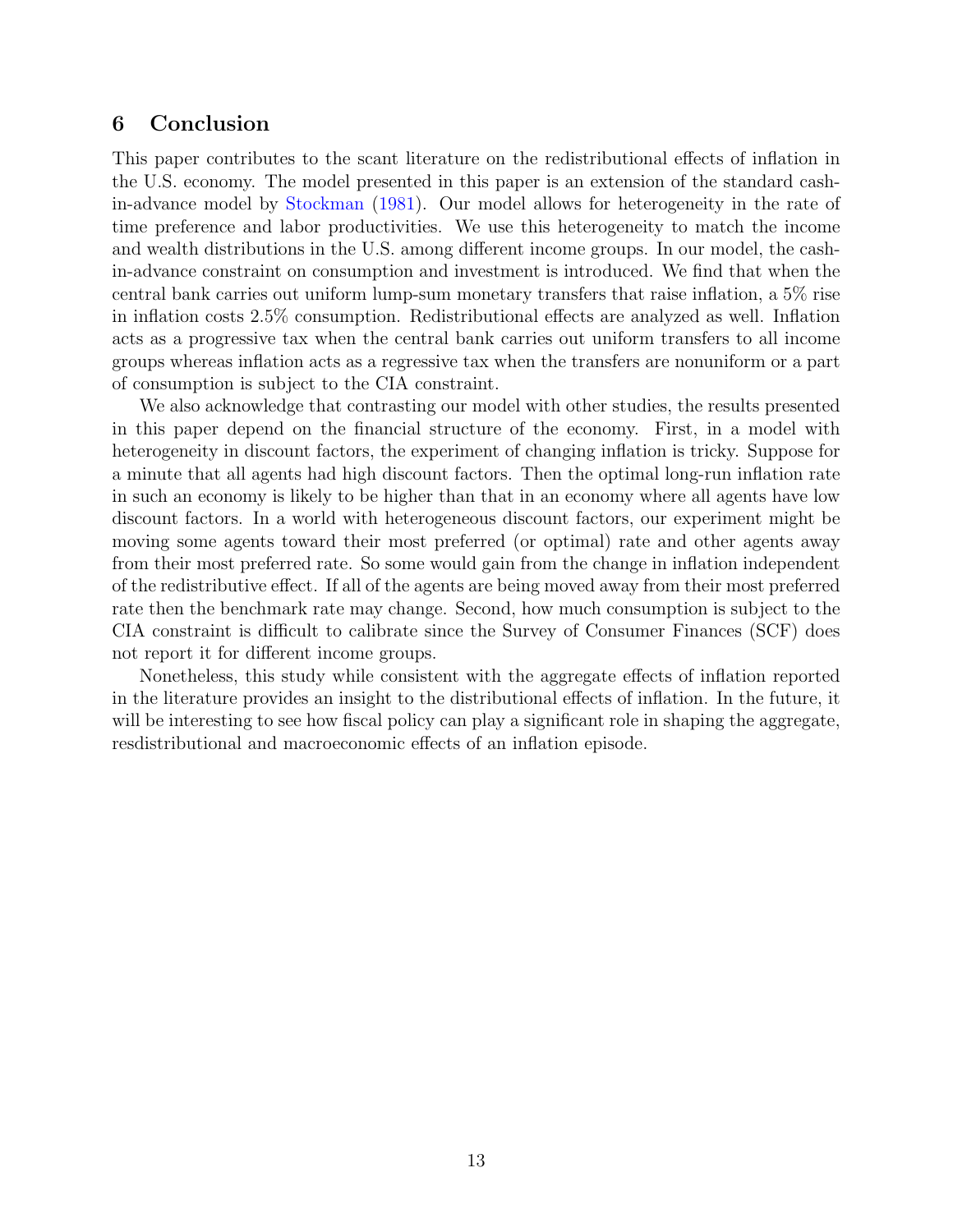## 6 Conclusion

This paper contributes to the scant literature on the redistributional effects of inflation in the U.S. economy. The model presented in this paper is an extension of the standard cash-in-advance model by Stockman (1981). Our model allows for heterogeneity in the rate of time preference and labor productivities. We use this heterogeneity to match the income and wealth distributions in the U.S. among different income groups. In our model, the cash-in-advance constraint on consumption and investment is introduced. We find that when the central bank carries out uniform lump-sum monetary transfers that raise inflation, a 5% rise in inflation costs 2.5% consumption. Redistributional effects are analyzed as well. Inflation acts as a progressive tax when the central bank carries out uniform transfers to all income groups whereas inflation acts as a regressive tax when the transfers are nonuniform or a part of consumption is subject to the CIA constraint.

We also acknowledge that contrasting our model with other studies, the results presented in this paper depend on the financial structure of the economy. First, in a model with heterogeneity in discount factors, the experiment of changing inflation is tricky. Suppose for a minute that all agents had high discount factors. Then the optimal long-run inflation rate in such an economy is likely to be higher than that in an economy where all agents have low discount factors. In a world with heterogeneous discount factors, our experiment might be moving some agents toward their most preferred (or optimal) rate and other agents away from their most preferred rate. So some would gain from the change in inflation independent of the redistributive effect. If all of the agents are being moved away from their most preferred rate then the benchmark rate may change. Second, how much consumption is subject to the CIA constraint is difficult to calibrate since the Survey of Consumer Finances (SCF) does not report it for different income groups.

Nonetheless, this study while consistent with the aggregate effects of inflation reported in the literature provides an insight to the distributional effects of inflation. In the future, it will be interesting to see how fiscal policy can play a significant role in shaping the aggregate, resdistributional and macroeconomic effects of an inflation episode.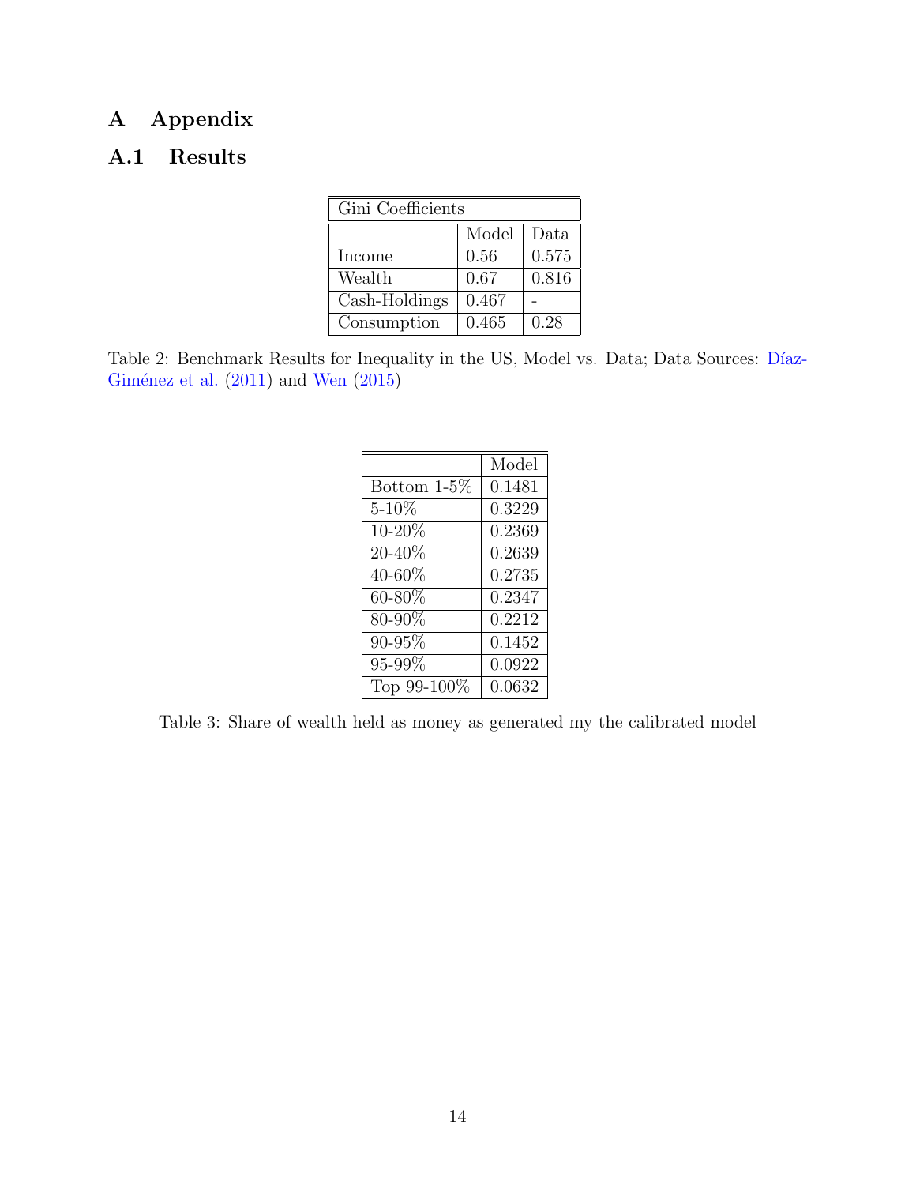# A Appendix

## A.1 Results

| Gini Coefficients | | |
|---|---|---|
| | Model | Data |
| Income | 0.56 | 0.575 |
| Wealth | 0.67 | 0.816 |
| Cash-Holdings | 0.467 | - |
| Consumption | 0.465 | 0.28 |

Table 2: Benchmark Results for Inequality in the US, Model vs. Data; Data Sources: Díaz-Giménez et al. (2011) and Wen (2015)

| | Model |
|---|---|
| Bottom 1-5% | 0.1481 |
| 5-10% | 0.3229 |
| 10-20% | 0.2369 |
| 20-40% | 0.2639 |
| 40-60% | 0.2735 |
| 60-80% | 0.2347 |
| 80-90% | 0.2212 |
| 90-95% | 0.1452 |
| 95-99% | 0.0922 |
| Top 99-100% | 0.0632 |

Table 3: Share of wealth held as money as generated my the calibrated model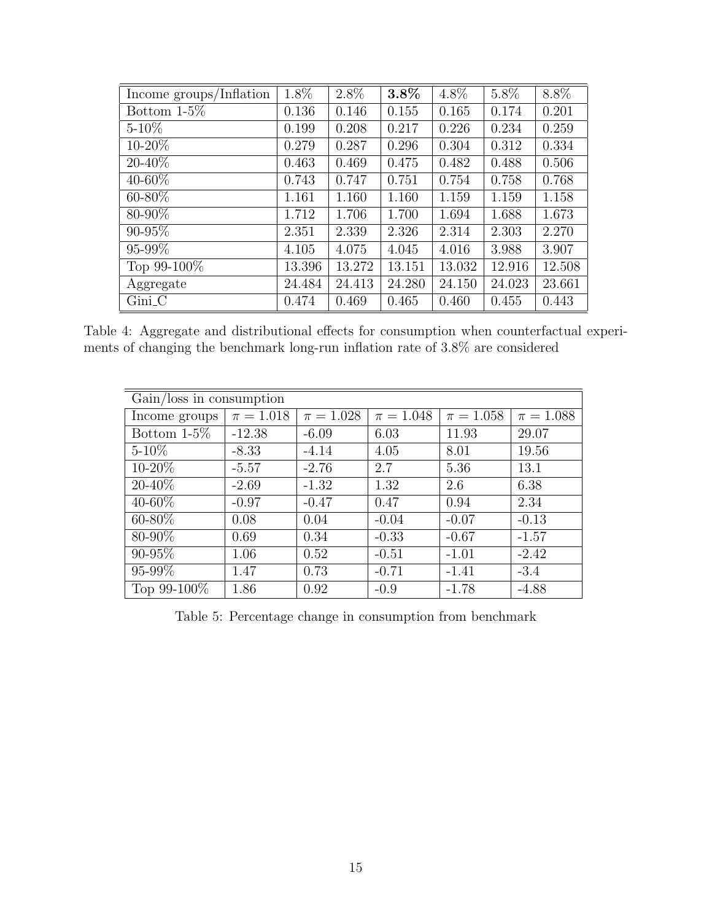| Income groups/Inflation | 1.8% | 2.8% | **3.8%** | 4.8% | 5.8% | 8.8% |
|---|---|---|---|---|---|---|
| Bottom 1-5% | 0.136 | 0.146 | 0.155 | 0.165 | 0.174 | 0.201 |
| 5-10% | 0.199 | 0.208 | 0.217 | 0.226 | 0.234 | 0.259 |
| 10-20% | 0.279 | 0.287 | 0.296 | 0.304 | 0.312 | 0.334 |
| 20-40% | 0.463 | 0.469 | 0.475 | 0.482 | 0.488 | 0.506 |
| 40-60% | 0.743 | 0.747 | 0.751 | 0.754 | 0.758 | 0.768 |
| 60-80% | 1.161 | 1.160 | 1.160 | 1.159 | 1.159 | 1.158 |
| 80-90% | 1.712 | 1.706 | 1.700 | 1.694 | 1.688 | 1.673 |
| 90-95% | 2.351 | 2.339 | 2.326 | 2.314 | 2.303 | 2.270 |
| 95-99% | 4.105 | 4.075 | 4.045 | 4.016 | 3.988 | 3.907 |
| Top 99-100% | 13.396 | 13.272 | 13.151 | 13.032 | 12.916 | 12.508 |
| Aggregate | 24.484 | 24.413 | 24.280 | 24.150 | 24.023 | 23.661 |
| Gini_C | 0.474 | 0.469 | 0.465 | 0.460 | 0.455 | 0.443 |

Table 4: Aggregate and distributional effects for consumption when counterfactual experiments of changing the benchmark long-run inflation rate of 3.8% are considered

| Gain/loss in consumption | | | | | |
|---|---|---|---|---|---|
| Income groups | $\pi = 1.018$ | $\pi = 1.028$ | $\pi = 1.048$ | $\pi = 1.058$ | $\pi = 1.088$ |
| Bottom 1-5% | -12.38 | -6.09 | 6.03 | 11.93 | 29.07 |
| 5-10% | -8.33 | -4.14 | 4.05 | 8.01 | 19.56 |
| 10-20% | -5.57 | -2.76 | 2.7 | 5.36 | 13.1 |
| 20-40% | -2.69 | -1.32 | 1.32 | 2.6 | 6.38 |
| 40-60% | -0.97 | -0.47 | 0.47 | 0.94 | 2.34 |
| 60-80% | 0.08 | 0.04 | -0.04 | -0.07 | -0.13 |
| 80-90% | 0.69 | 0.34 | -0.33 | -0.67 | -1.57 |
| 90-95% | 1.06 | 0.52 | -0.51 | -1.01 | -2.42 |
| 95-99% | 1.47 | 0.73 | -0.71 | -1.41 | -3.4 |
| Top 99-100% | 1.86 | 0.92 | -0.9 | -1.78 | -4.88 |

Table 5: Percentage change in consumption from benchmark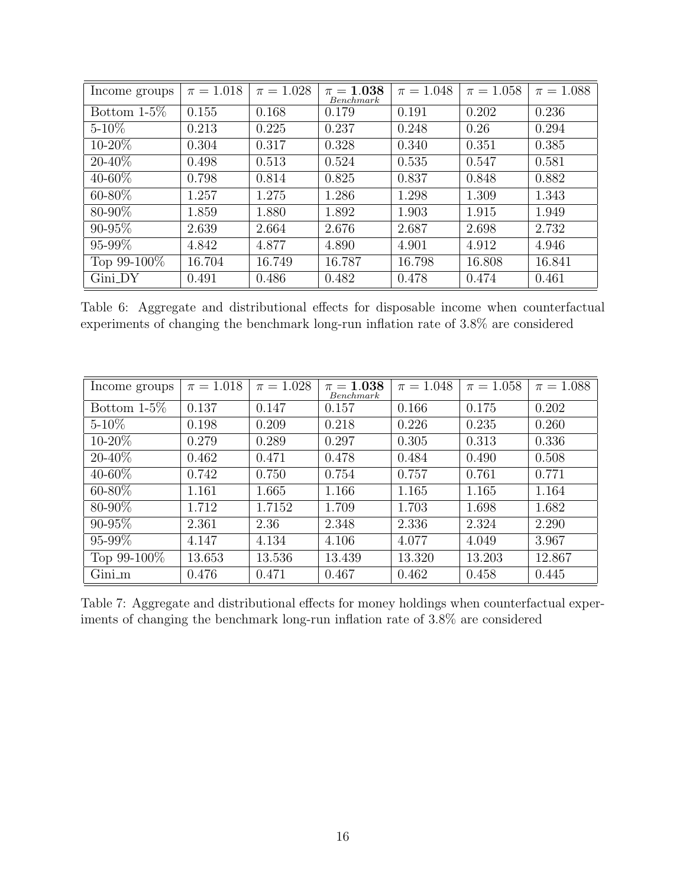| Income groups | $\pi = 1.018$ | $\pi = 1.028$ | $\pi = \mathbf{1.038}$ *Benchmark* | $\pi = 1.048$ | $\pi = 1.058$ | $\pi = 1.088$ |
|---|---|---|---|---|---|---|
| Bottom 1-5% | 0.155 | 0.168 | 0.179 | 0.191 | 0.202 | 0.236 |
| 5-10% | 0.213 | 0.225 | 0.237 | 0.248 | 0.26 | 0.294 |
| 10-20% | 0.304 | 0.317 | 0.328 | 0.340 | 0.351 | 0.385 |
| 20-40% | 0.498 | 0.513 | 0.524 | 0.535 | 0.547 | 0.581 |
| 40-60% | 0.798 | 0.814 | 0.825 | 0.837 | 0.848 | 0.882 |
| 60-80% | 1.257 | 1.275 | 1.286 | 1.298 | 1.309 | 1.343 |
| 80-90% | 1.859 | 1.880 | 1.892 | 1.903 | 1.915 | 1.949 |
| 90-95% | 2.639 | 2.664 | 2.676 | 2.687 | 2.698 | 2.732 |
| 95-99% | 4.842 | 4.877 | 4.890 | 4.901 | 4.912 | 4.946 |
| Top 99-100% | 16.704 | 16.749 | 16.787 | 16.798 | 16.808 | 16.841 |
| Gini_DY | 0.491 | 0.486 | 0.482 | 0.478 | 0.474 | 0.461 |

Table 6: Aggregate and distributional effects for disposable income when counterfactual experiments of changing the benchmark long-run inflation rate of 3.8% are considered

| Income groups | $\pi = 1.018$ | $\pi = 1.028$ | $\pi = \mathbf{1.038}$ *Benchmark* | $\pi = 1.048$ | $\pi = 1.058$ | $\pi = 1.088$ |
|---|---|---|---|---|---|---|
| Bottom 1-5% | 0.137 | 0.147 | 0.157 | 0.166 | 0.175 | 0.202 |
| 5-10% | 0.198 | 0.209 | 0.218 | 0.226 | 0.235 | 0.260 |
| 10-20% | 0.279 | 0.289 | 0.297 | 0.305 | 0.313 | 0.336 |
| 20-40% | 0.462 | 0.471 | 0.478 | 0.484 | 0.490 | 0.508 |
| 40-60% | 0.742 | 0.750 | 0.754 | 0.757 | 0.761 | 0.771 |
| 60-80% | 1.161 | 1.665 | 1.166 | 1.165 | 1.165 | 1.164 |
| 80-90% | 1.712 | 1.7152 | 1.709 | 1.703 | 1.698 | 1.682 |
| 90-95% | 2.361 | 2.36 | 2.348 | 2.336 | 2.324 | 2.290 |
| 95-99% | 4.147 | 4.134 | 4.106 | 4.077 | 4.049 | 3.967 |
| Top 99-100% | 13.653 | 13.536 | 13.439 | 13.320 | 13.203 | 12.867 |
| Gini_m | 0.476 | 0.471 | 0.467 | 0.462 | 0.458 | 0.445 |

Table 7: Aggregate and distributional effects for money holdings when counterfactual experiments of changing the benchmark long-run inflation rate of 3.8% are considered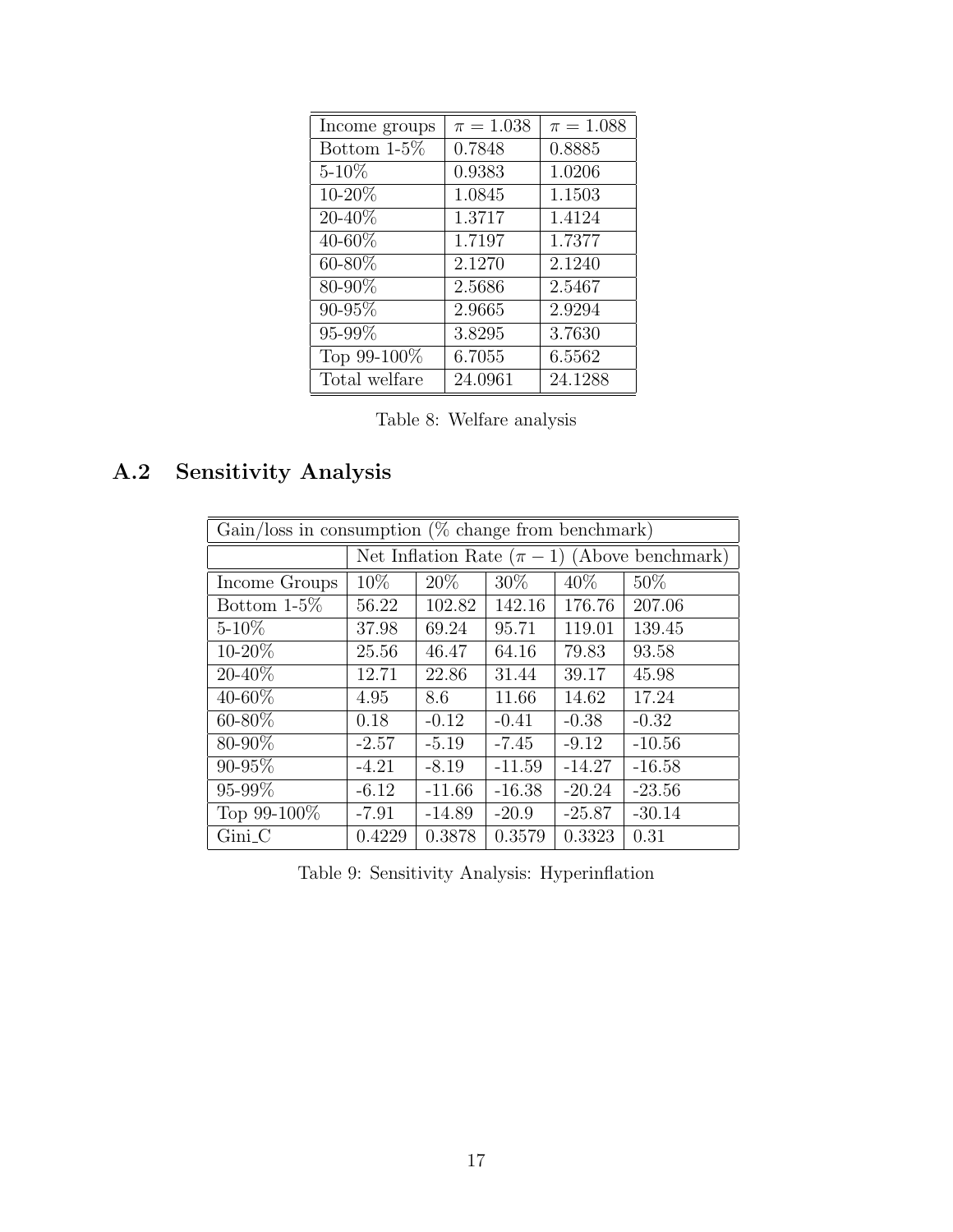| Income groups | $\pi = 1.038$ | $\pi = 1.088$ |
|---|---|---|
| Bottom 1-5% | 0.7848 | 0.8885 |
| 5-10% | 0.9383 | 1.0206 |
| 10-20% | 1.0845 | 1.1503 |
| 20-40% | 1.3717 | 1.4124 |
| 40-60% | 1.7197 | 1.7377 |
| 60-80% | 2.1270 | 2.1240 |
| 80-90% | 2.5686 | 2.5467 |
| 90-95% | 2.9665 | 2.9294 |
| 95-99% | 3.8295 | 3.7630 |
| Top 99-100% | 6.7055 | 6.5562 |
| Total welfare | 24.0961 | 24.1288 |

Table 8: Welfare analysis

## A.2 Sensitivity Analysis

| Gain/loss in consumption (% change from benchmark) | | | | | |
|---|---|---|---|---|---|
| | Net Inflation Rate $(\pi - 1)$ (Above benchmark) | | | | |
| Income Groups | 10% | 20% | 30% | 40% | 50% |
| Bottom 1-5% | 56.22 | 102.82 | 142.16 | 176.76 | 207.06 |
| 5-10% | 37.98 | 69.24 | 95.71 | 119.01 | 139.45 |
| 10-20% | 25.56 | 46.47 | 64.16 | 79.83 | 93.58 |
| 20-40% | 12.71 | 22.86 | 31.44 | 39.17 | 45.98 |
| 40-60% | 4.95 | 8.6 | 11.66 | 14.62 | 17.24 |
| 60-80% | 0.18 | -0.12 | -0.41 | -0.38 | -0.32 |
| 80-90% | -2.57 | -5.19 | -7.45 | -9.12 | -10.56 |
| 90-95% | -4.21 | -8.19 | -11.59 | -14.27 | -16.58 |
| 95-99% | -6.12 | -11.66 | -16.38 | -20.24 | -23.56 |
| Top 99-100% | -7.91 | -14.89 | -20.9 | -25.87 | -30.14 |
| Gini_C | 0.4229 | 0.3878 | 0.3579 | 0.3323 | 0.31 |

Table 9: Sensitivity Analysis: Hyperinflation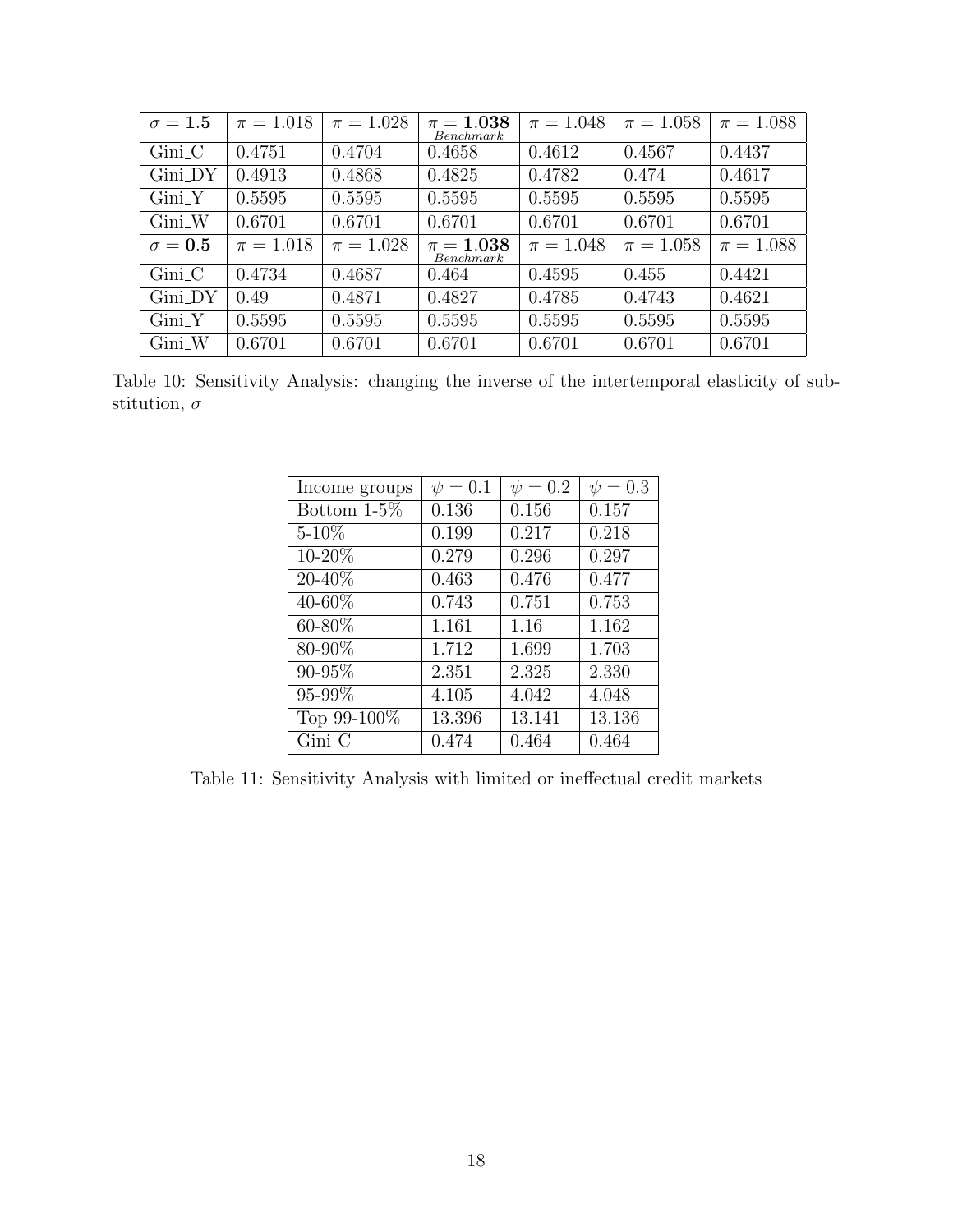| $\sigma = \mathbf{1.5}$ | $\pi = 1.018$ | $\pi = 1.028$ | $\pi = \mathbf{1.038}$ <br> $_{Benchmark}$ | $\pi = 1.048$ | $\pi = 1.058$ | $\pi = 1.088$ |
|---|---|---|---|---|---|---|
| Gini_C | 0.4751 | 0.4704 | 0.4658 | 0.4612 | 0.4567 | 0.4437 |
| Gini_DY | 0.4913 | 0.4868 | 0.4825 | 0.4782 | 0.474 | 0.4617 |
| Gini_Y | 0.5595 | 0.5595 | 0.5595 | 0.5595 | 0.5595 | 0.5595 |
| Gini_W | 0.6701 | 0.6701 | 0.6701 | 0.6701 | 0.6701 | 0.6701 |
| $\sigma = \mathbf{0.5}$ | $\pi = 1.018$ | $\pi = 1.028$ | $\pi = \mathbf{1.038}$ <br> $_{Benchmark}$ | $\pi = 1.048$ | $\pi = 1.058$ | $\pi = 1.088$ |
| Gini_C | 0.4734 | 0.4687 | 0.464 | 0.4595 | 0.455 | 0.4421 |
| Gini_DY | 0.49 | 0.4871 | 0.4827 | 0.4785 | 0.4743 | 0.4621 |
| Gini_Y | 0.5595 | 0.5595 | 0.5595 | 0.5595 | 0.5595 | 0.5595 |
| Gini_W | 0.6701 | 0.6701 | 0.6701 | 0.6701 | 0.6701 | 0.6701 |

Table 10: Sensitivity Analysis: changing the inverse of the intertemporal elasticity of substitution, $\sigma$

| Income groups | $\psi = 0.1$ | $\psi = 0.2$ | $\psi = 0.3$ |
|---|---|---|---|
| Bottom 1-5% | 0.136 | 0.156 | 0.157 |
| 5-10% | 0.199 | 0.217 | 0.218 |
| 10-20% | 0.279 | 0.296 | 0.297 |
| 20-40% | 0.463 | 0.476 | 0.477 |
| 40-60% | 0.743 | 0.751 | 0.753 |
| 60-80% | 1.161 | 1.16 | 1.162 |
| 80-90% | 1.712 | 1.699 | 1.703 |
| 90-95% | 2.351 | 2.325 | 2.330 |
| 95-99% | 4.105 | 4.042 | 4.048 |
| Top 99-100% | 13.396 | 13.141 | 13.136 |
| Gini_C | 0.474 | 0.464 | 0.464 |

Table 11: Sensitivity Analysis with limited or ineffectual credit markets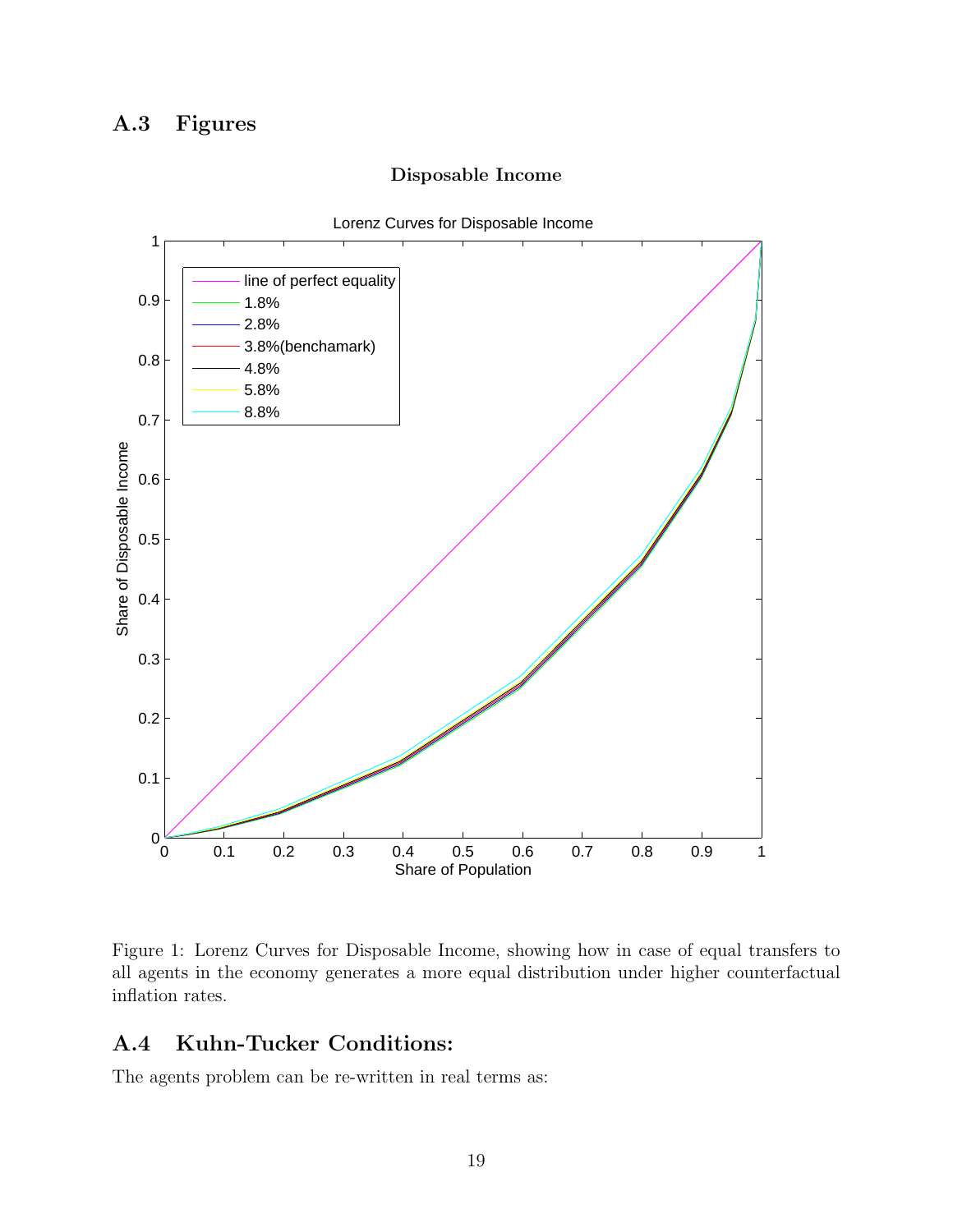## A.3 Figures

**Disposable Income**

Figure 1: Lorenz Curves for Disposable Income, showing how in case of equal transfers to all agents in the economy generates a more equal distribution under higher counterfactual inflation rates.

## A.4 Kuhn-Tucker Conditions:

The agents problem can be re-written in real terms as: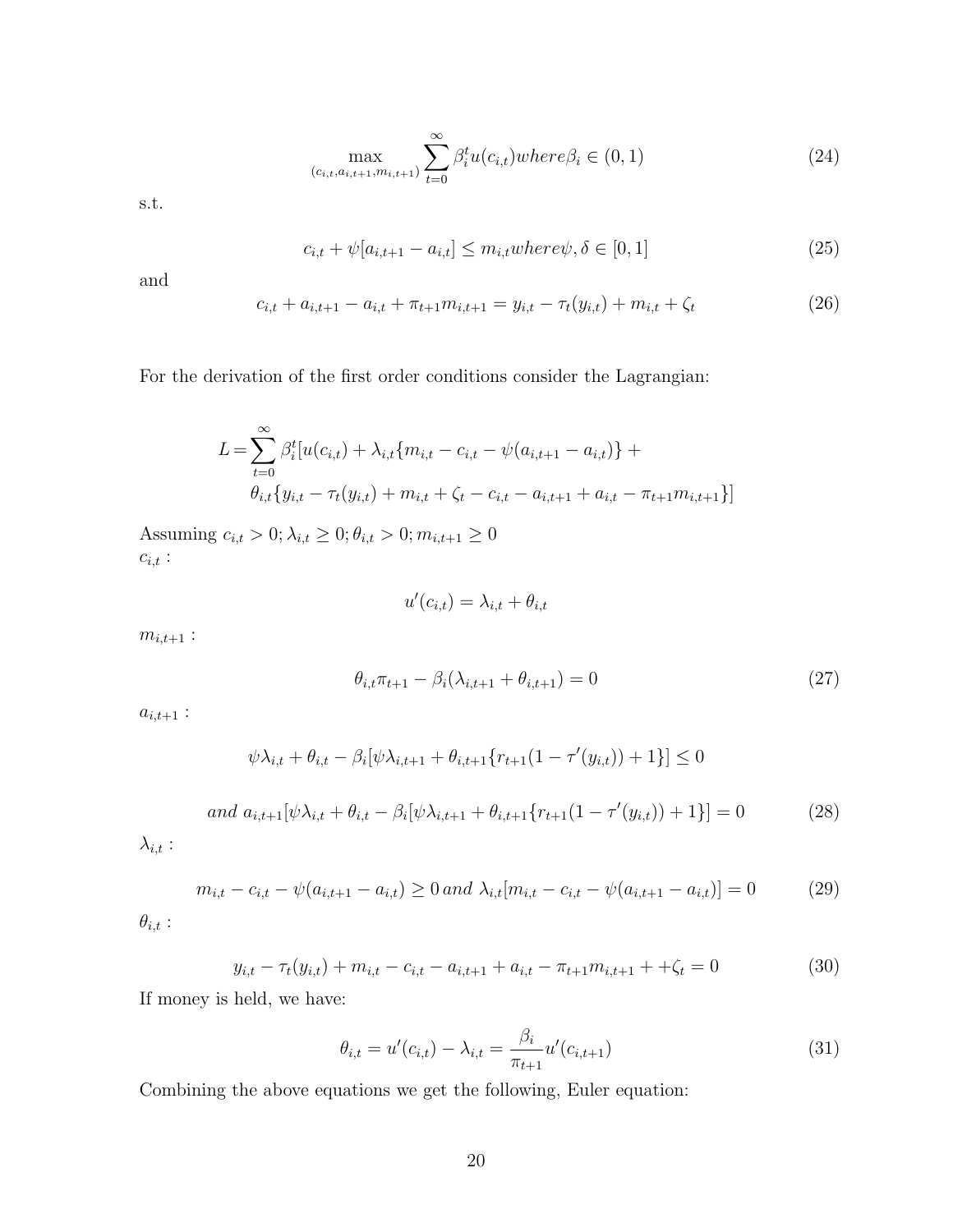$$\max_{(c_{i,t},a_{i,t+1},m_{i,t+1})} \sum_{t=0}^{\infty} \beta_i^t u(c_{i,t}) where \beta_i \in (0,1) \tag{24}$$

s.t.

$$c_{i,t} + \psi[a_{i,t+1} - a_{i,t}] \leq m_{i,t} where \psi, \delta \in [0,1] \tag{25}$$

and

$$c_{i,t} + a_{i,t+1} - a_{i,t} + \pi_{t+1} m_{i,t+1} = y_{i,t} - \tau_t(y_{i,t}) + m_{i,t} + \zeta_t \tag{26}$$

For the derivation of the first order conditions consider the Lagrangian:

$$\begin{aligned} L = & \sum_{t=0}^{\infty} \beta_i^t [u(c_{i,t}) + \lambda_{i,t}\{m_{i,t} - c_{i,t} - \psi(a_{i,t+1} - a_{i,t})\} + \\ & \theta_{i,t}\{y_{i,t} - \tau_t(y_{i,t}) + m_{i,t} + \zeta_t - c_{i,t} - a_{i,t+1} + a_{i,t} - \pi_{t+1} m_{i,t+1}\}] \end{aligned}$$

Assuming $c_{i,t} > 0; \lambda_{i,t} \geq 0; \theta_{i,t} > 0; m_{i,t+1} \geq 0$
$c_{i,t}$ :

$$u'(c_{i,t}) = \lambda_{i,t} + \theta_{i,t}$$

$m_{i,t+1}$ :

$$\theta_{i,t}\pi_{t+1} - \beta_i(\lambda_{i,t+1} + \theta_{i,t+1}) = 0 \tag{27}$$

$a_{i,t+1}$ :

$$\psi\lambda_{i,t} + \theta_{i,t} - \beta_i[\psi\lambda_{i,t+1} + \theta_{i,t+1}\{r_{t+1}(1 - \tau'(y_{i,t})) + 1\}] \leq 0$$

$$and\ a_{i,t+1}[\psi\lambda_{i,t} + \theta_{i,t} - \beta_i[\psi\lambda_{i,t+1} + \theta_{i,t+1}\{r_{t+1}(1 - \tau'(y_{i,t})) + 1\}] = 0 \tag{28}$$

$\lambda_{i,t}$ :

$$m_{i,t} - c_{i,t} - \psi(a_{i,t+1} - a_{i,t}) \geq 0\ and\ \lambda_{i,t}[m_{i,t} - c_{i,t} - \psi(a_{i,t+1} - a_{i,t})] = 0 \tag{29}$$

$\theta_{i,t}$ :

$$y_{i,t} - \tau_t(y_{i,t}) + m_{i,t} - c_{i,t} - a_{i,t+1} + a_{i,t} - \pi_{t+1} m_{i,t+1} + +\zeta_t = 0 \tag{30}$$

If money is held, we have:

$$\theta_{i,t} = u'(c_{i,t}) - \lambda_{i,t} = \frac{\beta_i}{\pi_{t+1}} u'(c_{i,t+1}) \tag{31}$$

Combining the above equations we get the following, Euler equation: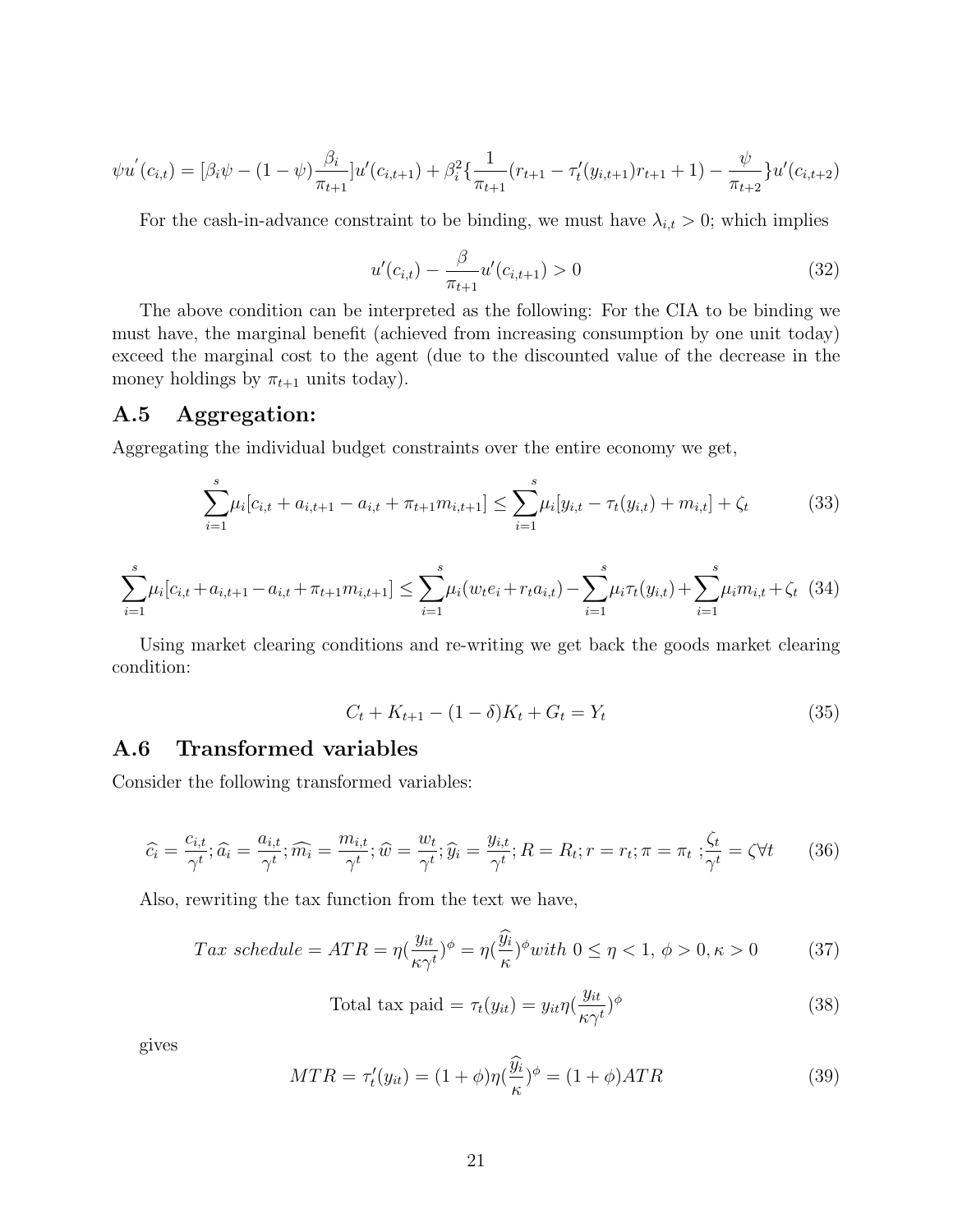$$\psi u^{'}(c_{i,t}) = [\beta_i \psi - (1-\psi)\frac{\beta_i}{\pi_{t+1}}]u'(c_{i,t+1}) + \beta_i^2\{\frac{1}{\pi_{t+1}}(r_{t+1} - \tau_t'(y_{i,t+1})r_{t+1} + 1) - \frac{\psi}{\pi_{t+2}}\}u'(c_{i,t+2})$$

For the cash-in-advance constraint to be binding, we must have $\lambda_{i,t} > 0$; which implies

$$u'(c_{i,t}) - \frac{\beta}{\pi_{t+1}}u'(c_{i,t+1}) > 0 \tag{32}$$

The above condition can be interpreted as the following: For the CIA to be binding we must have, the marginal benefit (achieved from increasing consumption by one unit today) exceed the marginal cost to the agent (due to the discounted value of the decrease in the money holdings by $\pi_{t+1}$ units today).

## A.5 Aggregation:

Aggregating the individual budget constraints over the entire economy we get,

$$\sum_{i=1}^{s}\mu_i[c_{i,t} + a_{i,t+1} - a_{i,t} + \pi_{t+1}m_{i,t+1}] \leq \sum_{i=1}^{s}\mu_i[y_{i,t} - \tau_t(y_{i,t}) + m_{i,t}] + \zeta_t \tag{33}$$

$$\sum_{i=1}^{s}\mu_i[c_{i,t} + a_{i,t+1} - a_{i,t} + \pi_{t+1}m_{i,t+1}] \leq \sum_{i=1}^{s}\mu_i(w_t e_i + r_t a_{i,t}) - \sum_{i=1}^{s}\mu_i\tau_t(y_{i,t}) + \sum_{i=1}^{s}\mu_i m_{i,t} + \zeta_t \tag{34}$$

Using market clearing conditions and re-writing we get back the goods market clearing condition:

$$C_t + K_{t+1} - (1-\delta)K_t + G_t = Y_t \tag{35}$$

## A.6 Transformed variables

Consider the following transformed variables:

$$\widehat{c_i} = \frac{c_{i,t}}{\gamma^t}; \widehat{a_i} = \frac{a_{i,t}}{\gamma^t}; \widehat{m_i} = \frac{m_{i,t}}{\gamma^t}; \widehat{w} = \frac{w_t}{\gamma^t}; \widehat{y_i} = \frac{y_{i,t}}{\gamma^t}; R = R_t; r = r_t; \pi = \pi_t\ ; \frac{\zeta_t}{\gamma^t} = \zeta \forall t \tag{36}$$

Also, rewriting the tax function from the text we have,

$$Tax\ schedule = ATR = \eta(\frac{y_{it}}{\kappa\gamma^t})^{\phi} = \eta(\frac{\widehat{y_i}}{\kappa})^{\phi} with\ 0 \leq \eta < 1,\ \phi > 0, \kappa > 0 \tag{37}$$

$$\text{Total tax paid} = \tau_t(y_{it}) = y_{it}\eta(\frac{y_{it}}{\kappa\gamma^t})^{\phi} \tag{38}$$

gives

$$MTR = \tau_t'(y_{it}) = (1+\phi)\eta(\frac{\widehat{y_i}}{\kappa})^{\phi} = (1+\phi)ATR \tag{39}$$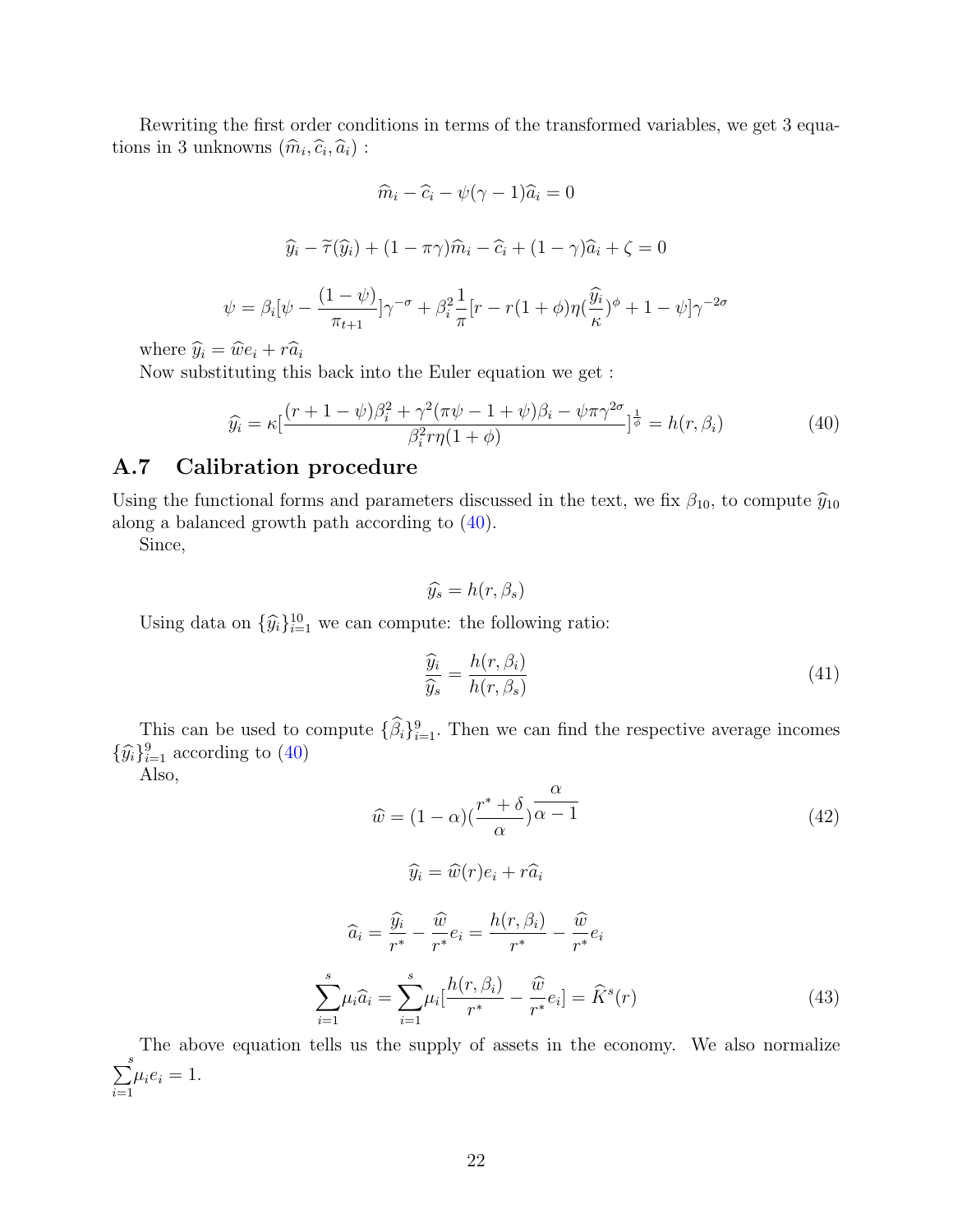Rewriting the first order conditions in terms of the transformed variables, we get 3 equations in 3 unknowns $(\widehat{m}_i, \widehat{c}_i, \widehat{a}_i)$ :

$$\widehat{m}_i - \widehat{c}_i - \psi(\gamma - 1)\widehat{a}_i = 0$$

$$\widehat{y}_i - \widetilde{\tau}(\widehat{y}_i) + (1 - \pi\gamma)\widehat{m}_i - \widehat{c}_i + (1 - \gamma)\widehat{a}_i + \zeta = 0$$

$$\psi = \beta_i[\psi - \frac{(1-\psi)}{\pi_{t+1}}]\gamma^{-\sigma} + \beta_i^2 \frac{1}{\pi}[r - r(1+\phi)\eta(\frac{\widehat{y}_i}{\kappa})^{\phi} + 1 - \psi]\gamma^{-2\sigma}$$

where $\widehat{y}_i = \widehat{w}e_i + r\widehat{a}_i$

Now substituting this back into the Euler equation we get :

$$\widehat{y}_i = \kappa[\frac{(r + 1 - \psi)\beta_i^2 + \gamma^2(\pi\psi - 1 + \psi)\beta_i - \psi\pi\gamma^{2\sigma}}{\beta_i^2 r\eta(1+\phi)}]^{\frac{1}{\phi}} = h(r, \beta_i) \tag{40}$$

## A.7 Calibration procedure

Using the functional forms and parameters discussed in the text, we fix $\beta_{10}$, to compute $\widehat{y}_{10}$ along a balanced growth path according to (40).

Since,

$$\widehat{y}_s = h(r, \beta_s)$$

Using data on $\{\widehat{y}_i\}_{i=1}^{10}$ we can compute: the following ratio:

$$\frac{\widehat{y}_i}{\widehat{y}_s} = \frac{h(r, \beta_i)}{h(r, \beta_s)} \tag{41}$$

This can be used to compute $\{\widehat{\beta}_i\}_{i=1}^{9}$. Then we can find the respective average incomes $\{\widehat{y}_i\}_{i=1}^{9}$ according to (40)

Also,

$$\widehat{w} = (1-\alpha)(\frac{r^* + \delta}{\alpha})^{\frac{\alpha}{\alpha - 1}} \tag{42}$$

$$\widehat{y}_i = \widehat{w}(r)e_i + r\widehat{a}_i$$

$$\widehat{a}_i = \frac{\widehat{y}_i}{r^*} - \frac{\widehat{w}}{r^*}e_i = \frac{h(r, \beta_i)}{r^*} - \frac{\widehat{w}}{r^*}e_i$$

$$\sum_{i=1}^{s}\mu_i\widehat{a}_i = \sum_{i=1}^{s}\mu_i[\frac{h(r, \beta_i)}{r^*} - \frac{\widehat{w}}{r^*}e_i] = \widehat{K}^s(r) \tag{43}$$

The above equation tells us the supply of assets in the economy. We also normalize $\sum_{i=1}^{s}\mu_i e_i = 1$.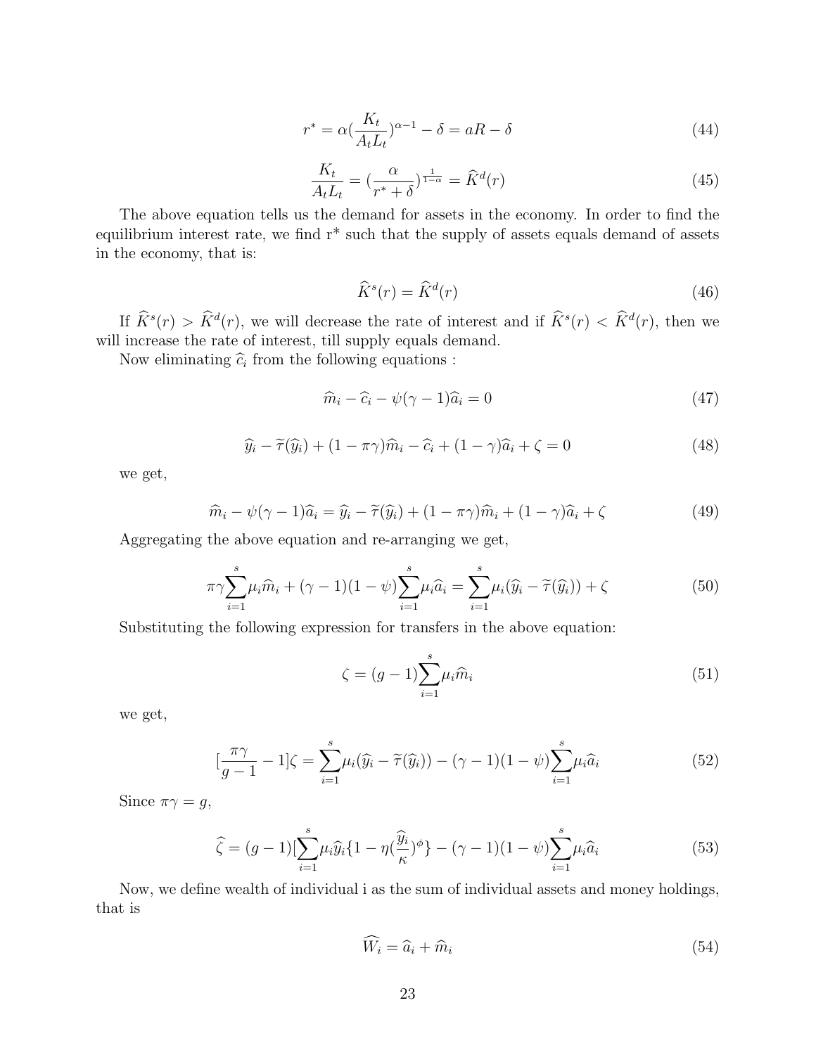$$r^* = \alpha(\frac{K_t}{A_t L_t})^{\alpha-1} - \delta = aR - \delta \tag{44}$$

$$\frac{K_t}{A_t L_t} = (\frac{\alpha}{r^* + \delta})^{\frac{1}{1-\alpha}} = \widehat{K}^d(r) \tag{45}$$

The above equation tells us the demand for assets in the economy. In order to find the equilibrium interest rate, we find r* such that the supply of assets equals demand of assets in the economy, that is:

$$\widehat{K}^s(r) = \widehat{K}^d(r) \tag{46}$$

If $\widehat{K}^s(r) > \widehat{K}^d(r)$, we will decrease the rate of interest and if $\widehat{K}^s(r) < \widehat{K}^d(r)$, then we will increase the rate of interest, till supply equals demand.

Now eliminating $\widehat{c}_i$ from the following equations :

$$\widehat{m}_i - \widehat{c}_i - \psi(\gamma - 1)\widehat{a}_i = 0 \tag{47}$$

$$\widehat{y}_i - \widetilde{\tau}(\widehat{y}_i) + (1 - \pi\gamma)\widehat{m}_i - \widehat{c}_i + (1 - \gamma)\widehat{a}_i + \zeta = 0 \tag{48}$$

we get,

$$\widehat{m}_i - \psi(\gamma - 1)\widehat{a}_i = \widehat{y}_i - \widetilde{\tau}(\widehat{y}_i) + (1 - \pi\gamma)\widehat{m}_i + (1 - \gamma)\widehat{a}_i + \zeta \tag{49}$$

Aggregating the above equation and re-arranging we get,

$$\pi\gamma\sum_{i=1}^{s}\mu_i\widehat{m}_i + (\gamma - 1)(1 - \psi)\sum_{i=1}^{s}\mu_i\widehat{a}_i = \sum_{i=1}^{s}\mu_i(\widehat{y}_i - \widetilde{\tau}(\widehat{y}_i)) + \zeta \tag{50}$$

Substituting the following expression for transfers in the above equation:

$$\zeta = (g - 1)\sum_{i=1}^{s}\mu_i\widehat{m}_i \tag{51}$$

we get,

$$[\frac{\pi\gamma}{g - 1} - 1]\zeta = \sum_{i=1}^{s}\mu_i(\widehat{y}_i - \widetilde{\tau}(\widehat{y}_i)) - (\gamma - 1)(1 - \psi)\sum_{i=1}^{s}\mu_i\widehat{a}_i \tag{52}$$

Since $\pi\gamma = g$,

$$\widehat{\zeta} = (g - 1)[\sum_{i=1}^{s}\mu_i\widehat{y}_i\{1 - \eta(\frac{\widehat{y}_i}{\kappa})^{\phi}\} - (\gamma - 1)(1 - \psi)\sum_{i=1}^{s}\mu_i\widehat{a}_i \tag{53}$$

Now, we define wealth of individual i as the sum of individual assets and money holdings, that is

$$\widehat{W}_i = \widehat{a}_i + \widehat{m}_i \tag{54}$$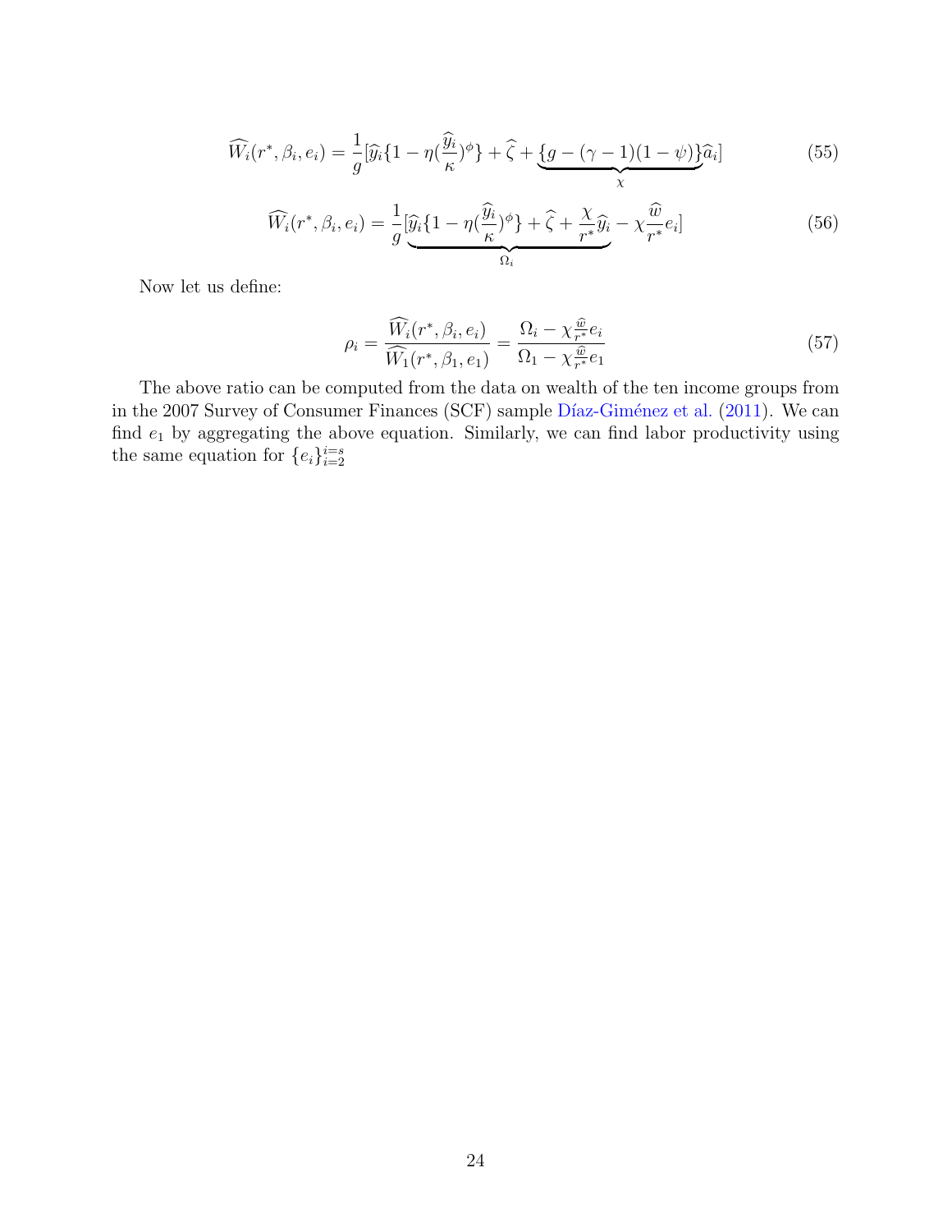$$\widehat{W_i}(r^*, \beta_i, e_i) = \frac{1}{g}[\widehat{y}_i\{1 - \eta(\frac{\widehat{y}_i}{\kappa})^{\phi}\} + \widehat{\zeta} + \underbrace{\{g - (\gamma - 1)(1 - \psi)\}}_{\chi}\widehat{a}_i] \tag{55}$$

$$\widehat{W_i}(r^*, \beta_i, e_i) = \frac{1}{g}[\underbrace{\widehat{y}_i\{1 - \eta(\frac{\widehat{y}_i}{\kappa})^{\phi}\} + \widehat{\zeta} + \frac{\chi}{r^*}\widehat{y}_i}_{\Omega_i} - \chi\frac{\widehat{w}}{r^*}e_i] \tag{56}$$

Now let us define:

$$\rho_i = \frac{\widehat{W_i}(r^*, \beta_i, e_i)}{\widehat{W_1}(r^*, \beta_1, e_1)} = \frac{\Omega_i - \chi\frac{\widehat{w}}{r^*}e_i}{\Omega_1 - \chi\frac{\widehat{w}}{r^*}e_1} \tag{57}$$

The above ratio can be computed from the data on wealth of the ten income groups from in the 2007 Survey of Consumer Finances (SCF) sample Díaz-Giménez et al. (2011). We can find $e_1$ by aggregating the above equation. Similarly, we can find labor productivity using the same equation for $\{e_i\}_{i=2}^{i=s}$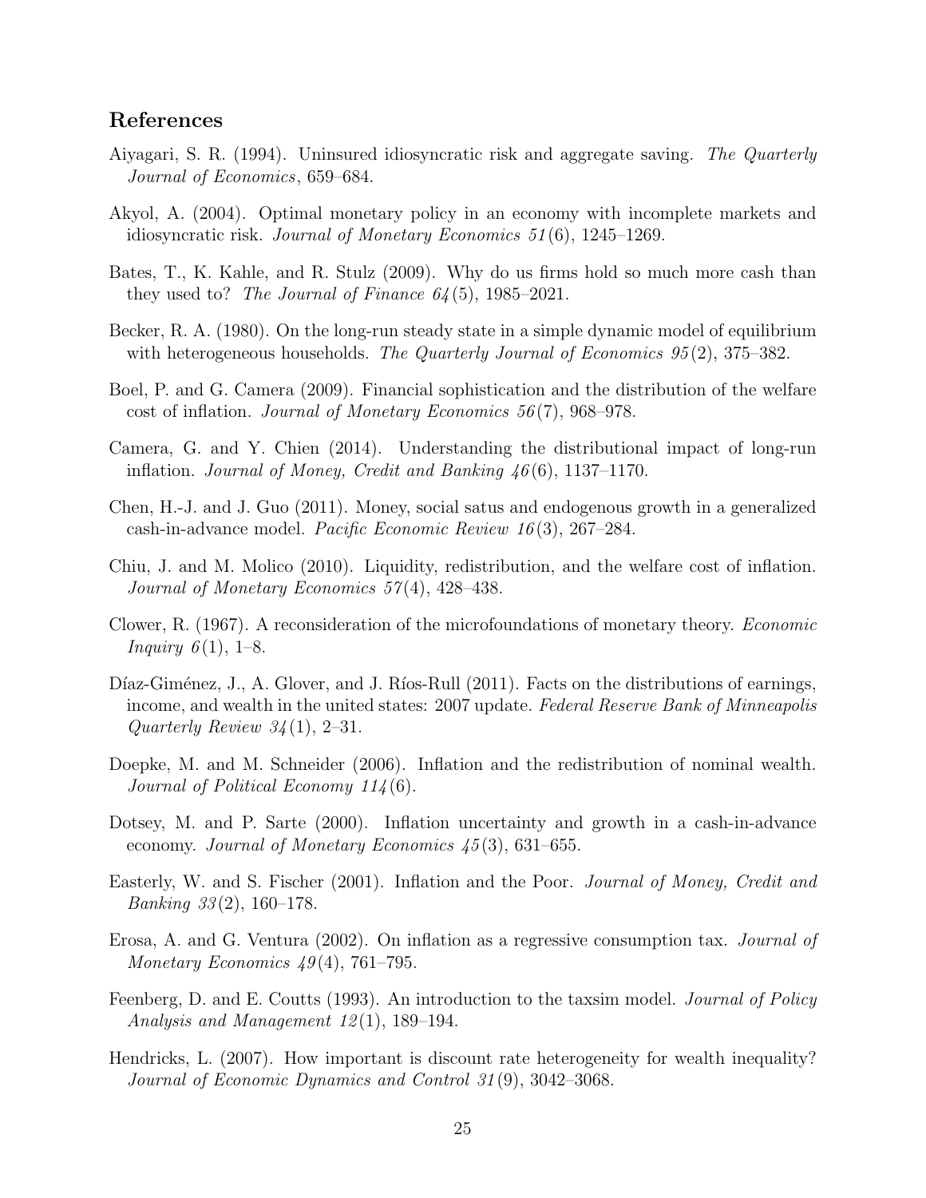## References

Aiyagari, S. R. (1994). Uninsured idiosyncratic risk and aggregate saving. *The Quarterly Journal of Economics*, 659–684.

Akyol, A. (2004). Optimal monetary policy in an economy with incomplete markets and idiosyncratic risk. *Journal of Monetary Economics 51*(6), 1245–1269.

Bates, T., K. Kahle, and R. Stulz (2009). Why do us firms hold so much more cash than they used to? *The Journal of Finance 64*(5), 1985–2021.

Becker, R. A. (1980). On the long-run steady state in a simple dynamic model of equilibrium with heterogeneous households. *The Quarterly Journal of Economics 95*(2), 375–382.

Boel, P. and G. Camera (2009). Financial sophistication and the distribution of the welfare cost of inflation. *Journal of Monetary Economics 56*(7), 968–978.

Camera, G. and Y. Chien (2014). Understanding the distributional impact of long-run inflation. *Journal of Money, Credit and Banking 46*(6), 1137–1170.

Chen, H.-J. and J. Guo (2011). Money, social satus and endogenous growth in a generalized cash-in-advance model. *Pacific Economic Review 16*(3), 267–284.

Chiu, J. and M. Molico (2010). Liquidity, redistribution, and the welfare cost of inflation. *Journal of Monetary Economics 57*(4), 428–438.

Clower, R. (1967). A reconsideration of the microfoundations of monetary theory. *Economic Inquiry 6*(1), 1–8.

Díaz-Giménez, J., A. Glover, and J. Ríos-Rull (2011). Facts on the distributions of earnings, income, and wealth in the united states: 2007 update. *Federal Reserve Bank of Minneapolis Quarterly Review 34*(1), 2–31.

Doepke, M. and M. Schneider (2006). Inflation and the redistribution of nominal wealth. *Journal of Political Economy 114*(6).

Dotsey, M. and P. Sarte (2000). Inflation uncertainty and growth in a cash-in-advance economy. *Journal of Monetary Economics 45*(3), 631–655.

Easterly, W. and S. Fischer (2001). Inflation and the Poor. *Journal of Money, Credit and Banking 33*(2), 160–178.

Erosa, A. and G. Ventura (2002). On inflation as a regressive consumption tax. *Journal of Monetary Economics 49*(4), 761–795.

Feenberg, D. and E. Coutts (1993). An introduction to the taxsim model. *Journal of Policy Analysis and Management 12*(1), 189–194.

Hendricks, L. (2007). How important is discount rate heterogeneity for wealth inequality? *Journal of Economic Dynamics and Control 31*(9), 3042–3068.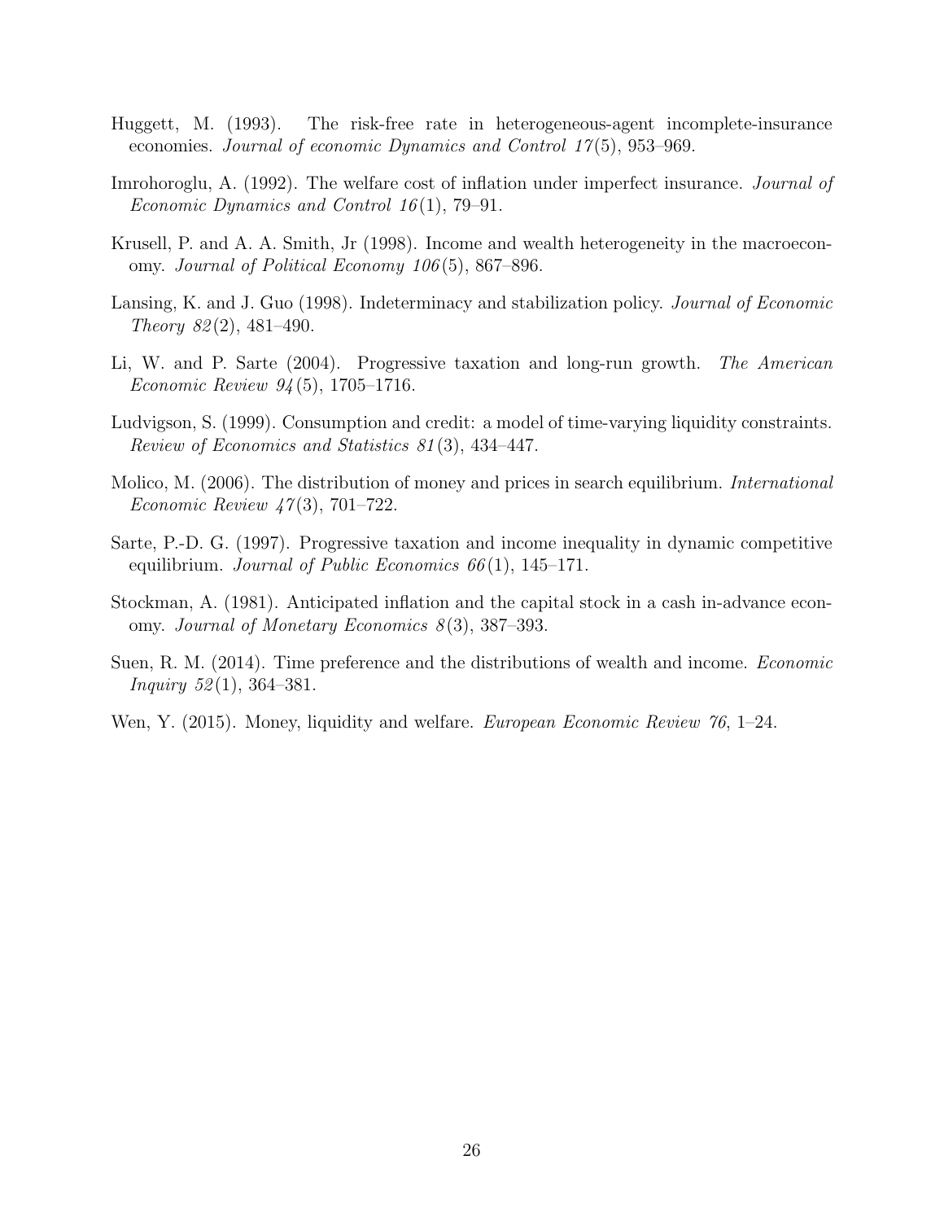Huggett, M. (1993). The risk-free rate in heterogeneous-agent incomplete-insurance economies. *Journal of economic Dynamics and Control 17*(5), 953–969.

Imrohoroglu, A. (1992). The welfare cost of inflation under imperfect insurance. *Journal of Economic Dynamics and Control 16*(1), 79–91.

Krusell, P. and A. A. Smith, Jr (1998). Income and wealth heterogeneity in the macroeconomy. *Journal of Political Economy 106*(5), 867–896.

Lansing, K. and J. Guo (1998). Indeterminacy and stabilization policy. *Journal of Economic Theory 82*(2), 481–490.

Li, W. and P. Sarte (2004). Progressive taxation and long-run growth. *The American Economic Review 94*(5), 1705–1716.

Ludvigson, S. (1999). Consumption and credit: a model of time-varying liquidity constraints. *Review of Economics and Statistics 81*(3), 434–447.

Molico, M. (2006). The distribution of money and prices in search equilibrium. *International Economic Review 47*(3), 701–722.

Sarte, P.-D. G. (1997). Progressive taxation and income inequality in dynamic competitive equilibrium. *Journal of Public Economics 66*(1), 145–171.

Stockman, A. (1981). Anticipated inflation and the capital stock in a cash in-advance economy. *Journal of Monetary Economics 8*(3), 387–393.

Suen, R. M. (2014). Time preference and the distributions of wealth and income. *Economic Inquiry 52*(1), 364–381.

Wen, Y. (2015). Money, liquidity and welfare. *European Economic Review 76*, 1–24.